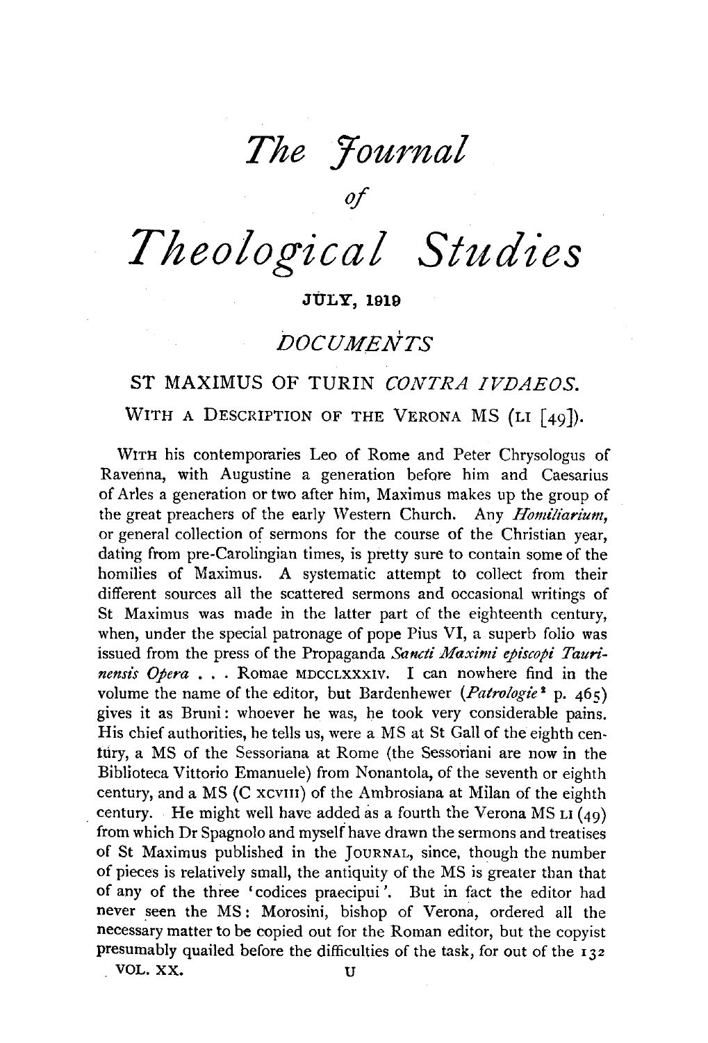# *The Journal of Theological Studies*

JULY, 1919

## *DOCUMENTS*

### ST MAXIMUS OF TURIN *CONTRA IVDAEOS.*

WITH A DESCRIPTION OF THE VERONA MS (LI [49]).

WITH his contemporaries Leo of Rome and Peter Chrysologus of Ravenna, with Augustine a generation before him and Caesarius of Arles a generation or two after him, Maximus makes up the group of the great preachers of the early Western Church. Any *Homiliarium*, or general collection of sermons for the course of the Christian year, dating from pre-Carolingian times, is pretty sure to contain some of the homilies of Maximus. A systematic attempt to collect from their different sources all the scattered sermons and occasional writings of St Maximus was made in the latter part of the eighteenth century, when, under the special patronage of pope Pius VI, a superb folio was issued from the press of the Propaganda *Sancti Maximi episcopi Taurinensis Opera* . . . Romae MDCCLXXXIV. I can nowhere find in the volume the name of the editor, but Bardenhewer (*Patrologie*[2] p. 465) gives it as Bruni: whoever he was, he took very considerable pains. His chief authorities, he tells us, were a MS at St Gall of the eighth century, a MS of the Sessoriana at Rome (the Sessoriani are now in the Biblioteca Vittorio Emanuele) from Nonantola, of the seventh or eighth century, and a MS (C XCVIII) of the Ambrosiana at Milan of the eighth century. He might well have added as a fourth the Verona MS LI (49) from which Dr Spagnolo and myself have drawn the sermons and treatises of St Maximus published in the JOURNAL, since, though the number of pieces is relatively small, the antiquity of the MS is greater than that of any of the three 'codices praecipui'. But in fact the editor had never seen the MS: Morosini, bishop of Verona, ordered all the necessary matter to be copied out for the Roman editor, but the copyist presumably quailed before the difficulties of the task, for out of the 132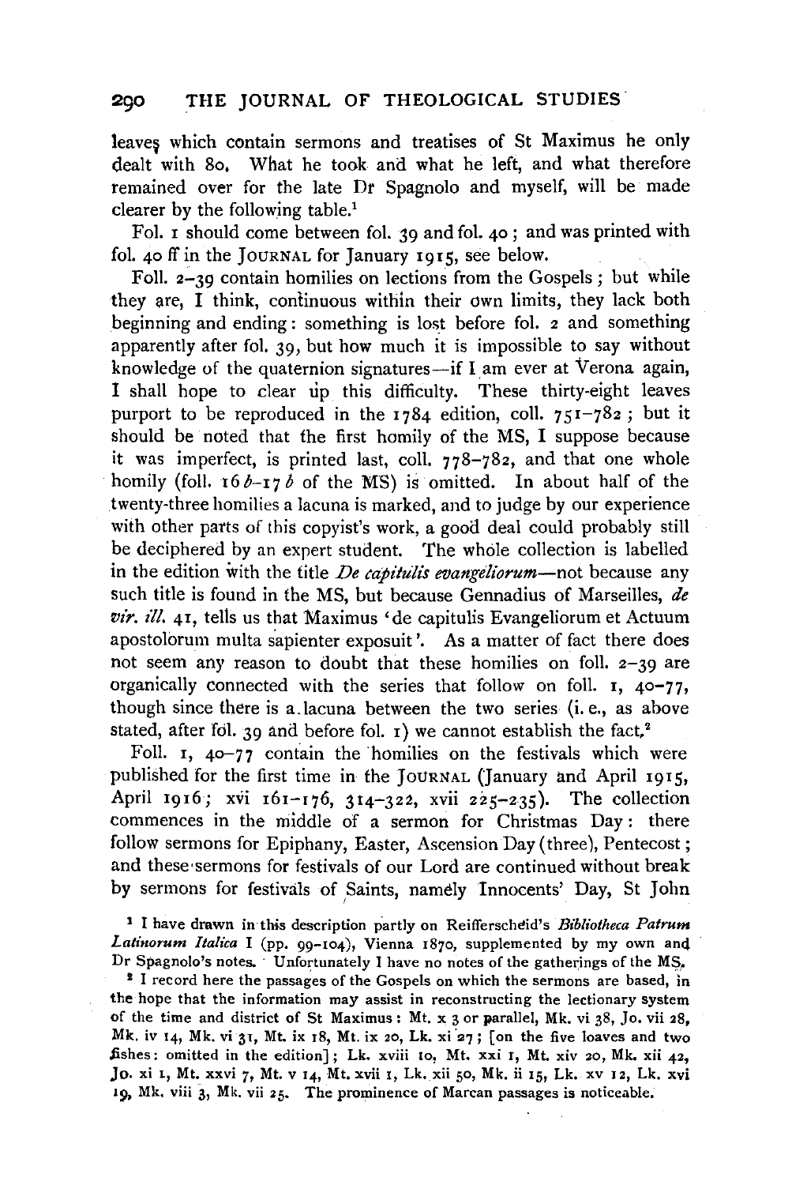leaves which contain sermons and treatises of St Maximus he only dealt with 80. What he took and what he left, and what therefore remained over for the late Dr Spagnolo and myself, will be made clearer by the following table.[1]

Fol. 1 should come between fol. 39 and fol. 40; and was printed with fol. 40 ff in the JOURNAL for January 1915, see below.

Foll. 2–39 contain homilies on lections from the Gospels; but while they are, I think, continuous within their own limits, they lack both beginning and ending: something is lost before fol. 2 and something apparently after fol. 39, but how much it is impossible to say without knowledge of the quaternion signatures—if I am ever at Verona again, I shall hope to clear up this difficulty. These thirty-eight leaves purport to be reproduced in the 1784 edition, coll. 751–782; but it should be noted that the first homily of the MS, I suppose because it was imperfect, is printed last, coll. 778–782, and that one whole homily (foll. 16*b*–17*b* of the MS) is omitted. In about half of the twenty-three homilies a lacuna is marked, and to judge by our experience with other parts of this copyist's work, a good deal could probably still be deciphered by an expert student. The whole collection is labelled in the edition with the title *De capitulis evangeliorum*—not because any such title is found in the MS, but because Gennadius of Marseilles, *de vir. ill.* 41, tells us that Maximus 'de capitulis Evangeliorum et Actuum apostolorum multa sapienter exposuit'. As a matter of fact there does not seem any reason to doubt that these homilies on foll. 2–39 are organically connected with the series that follow on foll. 1, 40–77, though since there is a lacuna between the two series (i.e., as above stated, after fol. 39 and before fol. 1) we cannot establish the fact.[2]

Foll. 1, 40–77 contain the homilies on the festivals which were published for the first time in the JOURNAL (January and April 1915, April 1916; xvi 161–176, 314–322, xvii 225–235). The collection commences in the middle of a sermon for Christmas Day: there follow sermons for Epiphany, Easter, Ascension Day (three), Pentecost; and these sermons for festivals of our Lord are continued without break by sermons for festivals of Saints, namely Innocents' Day, St John

[1] I have drawn in this description partly on Reifferscheid's *Bibliotheca Patrum Latinorum Italica* I (pp. 99–104), Vienna 1870, supplemented by my own and Dr Spagnolo's notes. Unfortunately I have no notes of the gatherings of the MS.

[2] I record here the passages of the Gospels on which the sermons are based, in the hope that the information may assist in reconstructing the lectionary system of the time and district of St Maximus: Mt. x 3 or parallel, Mk. vi 38, Jo. vii 28, Mk. iv 14, Mk. vi 31, Mt. ix 18, Mt. ix 20, Lk. xi 27; [on the five loaves and two fishes: omitted in the edition]; Lk. xviii 10, Mt. xxi 1, Mt. xiv 20, Mk. xii 42, Jo. xi 1, Mt. xxvi 7, Mt. v 14, Mt. xvii 1, Lk. xii 50, Mk. ii 15, Lk. xv 12, Lk. xvi 19, Mk. viii 3, Mk. vii 25. The prominence of Marcan passages is noticeable.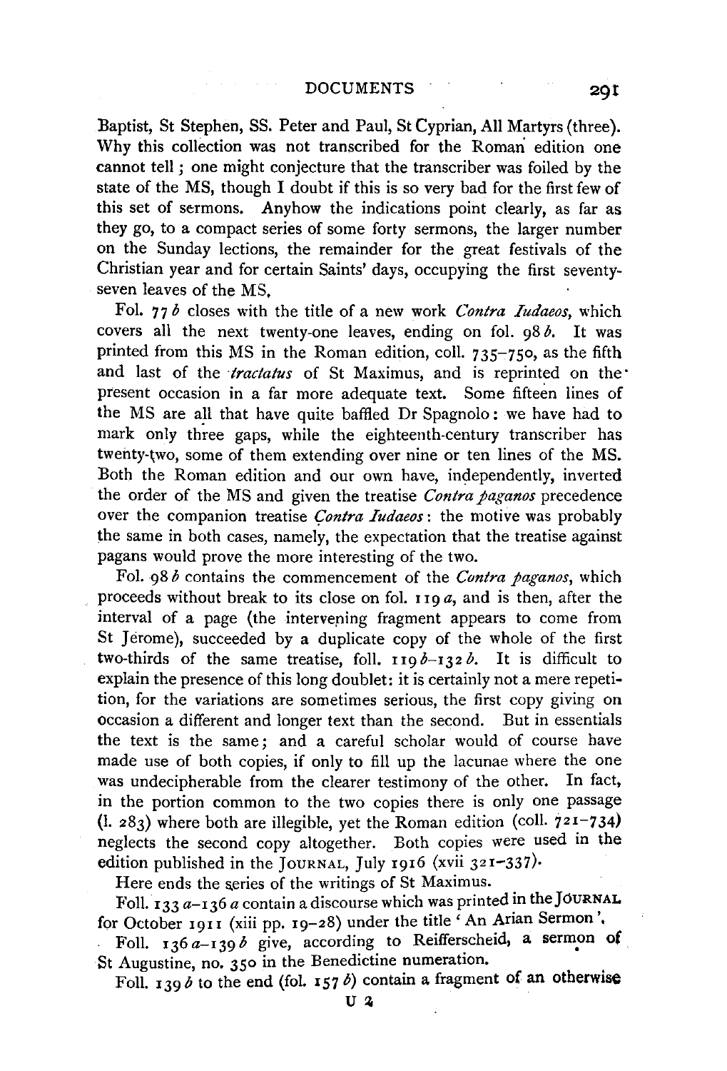Baptist, St Stephen, SS. Peter and Paul, St Cyprian, All Martyrs (three). Why this collection was not transcribed for the Roman edition one cannot tell; one might conjecture that the transcriber was foiled by the state of the MS, though I doubt if this is so very bad for the first few of this set of sermons. Anyhow the indications point clearly, as far as they go, to a compact series of some forty sermons, the larger number on the Sunday lections, the remainder for the great festivals of the Christian year and for certain Saints' days, occupying the first seventy-seven leaves of the MS.

Fol. 77 *b* closes with the title of a new work *Contra Iudaeos*, which covers all the next twenty-one leaves, ending on fol. 98 *b*. It was printed from this MS in the Roman edition, coll. 735–750, as the fifth and last of the *tractatus* of St Maximus, and is reprinted on the present occasion in a far more adequate text. Some fifteen lines of the MS are all that have quite baffled Dr Spagnolo: we have had to mark only three gaps, while the eighteenth-century transcriber has twenty-two, some of them extending over nine or ten lines of the MS. Both the Roman edition and our own have, independently, inverted the order of the MS and given the treatise *Contra paganos* precedence over the companion treatise *Contra Iudaeos*: the motive was probably the same in both cases, namely, the expectation that the treatise against pagans would prove the more interesting of the two.

Fol. 98 *b* contains the commencement of the *Contra paganos*, which proceeds without break to its close on fol. 119 *a*, and is then, after the interval of a page (the intervening fragment appears to come from St Jerome), succeeded by a duplicate copy of the whole of the first two-thirds of the same treatise, foll. 119 *b*–132 *b*. It is difficult to explain the presence of this long doublet: it is certainly not a mere repetition, for the variations are sometimes serious, the first copy giving on occasion a different and longer text than the second. But in essentials the text is the same; and a careful scholar would of course have made use of both copies, if only to fill up the lacunae where the one was undecipherable from the clearer testimony of the other. In fact, in the portion common to the two copies there is only one passage (l. 283) where both are illegible, yet the Roman edition (coll. 721–734) neglects the second copy altogether. Both copies were used in the edition published in the JOURNAL, July 1916 (xvii 321–337).

Here ends the series of the writings of St Maximus.

Foll. 133 *a*–136 *a* contain a discourse which was printed in the JOURNAL for October 1911 (xiii pp. 19–28) under the title 'An Arian Sermon'.

Foll. 136 *a*–139 *b* give, according to Reifferscheid, a sermon of St Augustine, no. 350 in the Benedictine numeration.

Foll. 139 *b* to the end (fol. 157 *b*) contain a fragment of an otherwise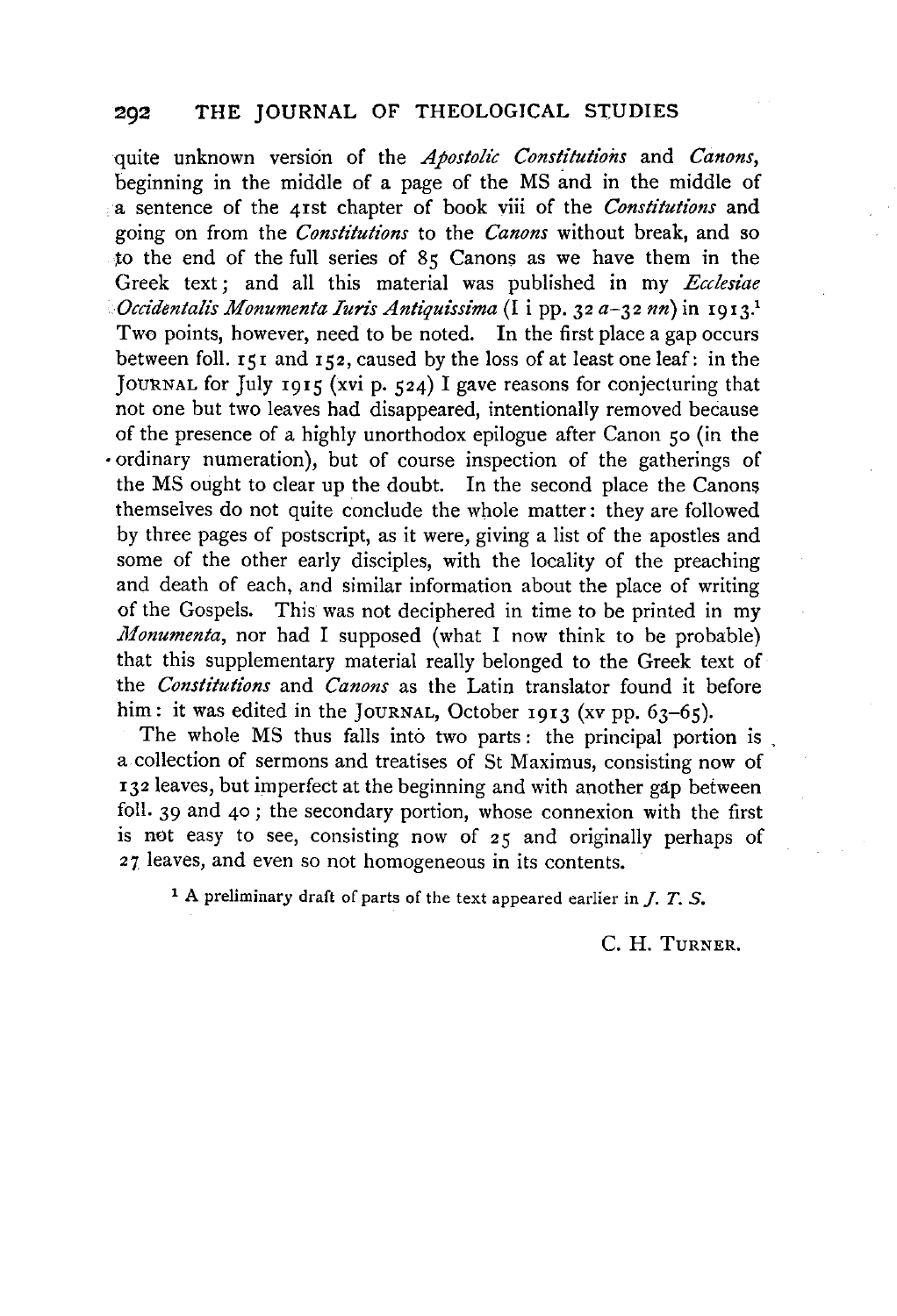quite unknown version of the *Apostolic Constitutions* and *Canons*, beginning in the middle of a page of the MS and in the middle of a sentence of the 41st chapter of book viii of the *Constitutions* and going on from the *Constitutions* to the *Canons* without break, and so to the end of the full series of 85 Canons as we have them in the Greek text; and all this material was published in my *Ecclesiae Occidentalis Monumenta Iuris Antiquissima* (I i pp. 32 *a*–32 *nn*) in 1913.[1] Two points, however, need to be noted. In the first place a gap occurs between foll. 151 and 152, caused by the loss of at least one leaf: in the JOURNAL for July 1915 (xvi p. 524) I gave reasons for conjecturing that not one but two leaves had disappeared, intentionally removed because of the presence of a highly unorthodox epilogue after Canon 50 (in the ordinary numeration), but of course inspection of the gatherings of the MS ought to clear up the doubt. In the second place the Canons themselves do not quite conclude the whole matter: they are followed by three pages of postscript, as it were, giving a list of the apostles and some of the other early disciples, with the locality of the preaching and death of each, and similar information about the place of writing of the Gospels. This was not deciphered in time to be printed in my *Monumenta*, nor had I supposed (what I now think to be probable) that this supplementary material really belonged to the Greek text of the *Constitutions* and *Canons* as the Latin translator found it before him: it was edited in the JOURNAL, October 1913 (xv pp. 63–65).

The whole MS thus falls into two parts: the principal portion is a collection of sermons and treatises of St Maximus, consisting now of 132 leaves, but imperfect at the beginning and with another gap between foll. 39 and 40; the secondary portion, whose connexion with the first is not easy to see, consisting now of 25 and originally perhaps of 27 leaves, and even so not homogeneous in its contents.

[1] A preliminary draft of parts of the text appeared earlier in *J. T. S.*

C. H. TURNER.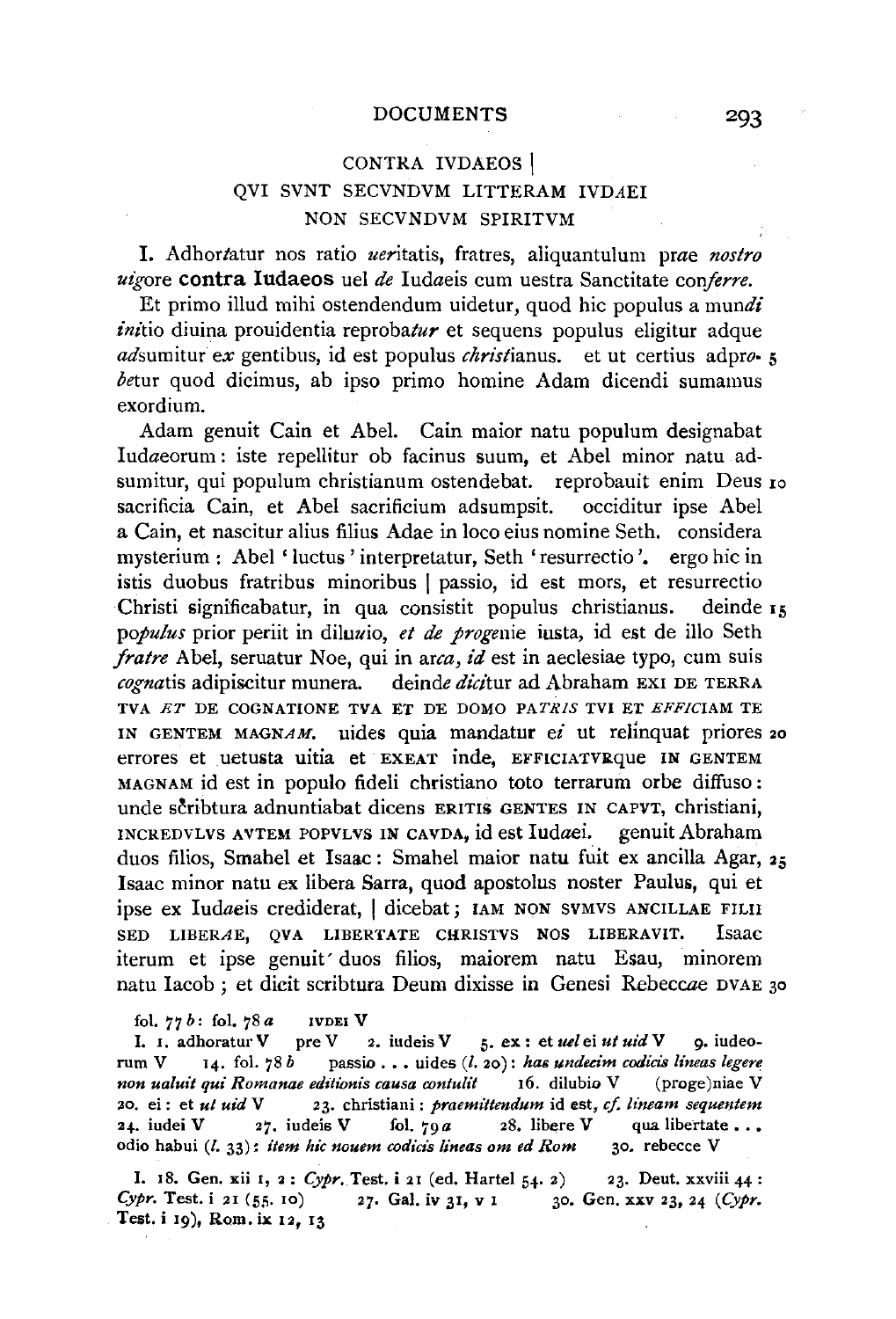CONTRA IVDAEOS |
QVI SVNT SECVNDVM LITTERAM IVD*A*EI
NON SECVNDVM SPIRITVM

**I.** Adhor*t*atur nos ratio *uer*itatis, fratres, aliquantulum pr*ae* *nostro* *uig*ore **contra Iudaeos** uel *de* Iud*a*eis cum uestra Sanctitate con*ferre*.

Et primo illud mihi ostendendum uidetur, quod hic populus a mun*di* *ini*tio diuina prouidentia reproba*tur* et sequens populus eligitur adque *ad*sumitur e*x* gentibus, id est populus *christ*ianus. et ut certius adpro- 5 *be*tur quod dicimus, ab ipso primo homine Adam dicendi sumamus exordium.

Adam genuit Cain et Abel. Cain maior natu populum designabat Iud*a*eorum: iste repellitur ob facinus suum, et Abel minor natu adsumitur, qui populum christianum ostendebat. reprobauit enim Deus 10 sacrificia Cain, et Abel sacrificium adsumpsit. occiditur ipse Abel a Cain, et nascitur alius filius Adae in loco eius nomine Seth. considera mysterium: Abel 'luctus' interpretatur, Seth 'resurrectio'. ergo hic in istis duobus fratribus minoribus | passio, id est mors, et resurrectio Christi significabatur, in qua consistit populus christianus. deinde 15 po*pulus* prior periit in dilu*u*io, *et de proge*nie iusta, id est de illo Seth *fratre* Abel, seruatur Noe, qui in a*rca*, *id* est in aeclesiae typo, cum suis *cogna*tis adipiscitur munera. dein*de dic*itur ad Abraham EXI DE TERRA TVA *ET* DE COGNATIONE TVA ET DE DOMO PA*TRIS* TVI ET *EFFIC*IAM TE IN GENTEM MAGN*AM*. uides quia mandatur e*i* ut relinquat priores 20 errores et uetusta uitia et EXEAT inde, EFFICIATVRque IN GENTEM MAGNAM id est in populo fideli christiano toto terrarum orbe diffuso: unde scribtura adnuntiabat dicens ERITIS GENTES IN CAPVT, christiani, INCREDVLVS AVTEM POPVLVS IN CAVDA, id est Iud*a*ei. genuit Abraham duos filios, Smahel et Isaac: Smahel maior natu fuit ex ancilla Agar, 25 Isaac minor natu ex libera Sarra, quod apostolus noster Paulus, qui et ipse ex Iud*a*eis crediderat, | dicebat; IAM NON SVMVS ANCILLAE FILII SED LIBER*A*E, QVA LIBERTATE CHRISTVS NOS LIBERAVIT. Isaac iterum et ipse genuit duos filios, maiorem natu Esau, minorem natu Iacob; et dicit scriptura Deum dixisse in Genesi Rebecc*ae* DVAE 30

fol. 77 *b*: fol. 78 *a* IVDEI V

I. 1. adhoratur V pre V 2. iudeis V 5. ex: et *uel* ei *ut uid* V 9. iudeorum V 14. fol. 78 *b* passio . . . uides (*l.* 20): *has undecim codicis lineas legere non ualuit qui Romanae editionis causa contulit* 16. dilubio V (proge)niae V 20. ei: et *ut uid* V 23. christiani: *praemittendum* id est, *cf. lineam sequentem* 24. iudei V 27. iudeis V fol. 79 *a* 28. libere V qua libertate . . . odio habui (*l.* 33): *item hic nouem codicis lineas om ed Rom* 30. rebecce V

I. 18. Gen. xii 1, 2: *Cypr.* Test. i 21 (ed. Hartel 54. 2) 23. Deut. xxviii 44: *Cypr.* Test. i 21 (55. 10) 27. Gal. iv 31, v 1 30. Gen. xxv 23, 24 (*Cypr.* Test. i 19), Rom. ix 12, 13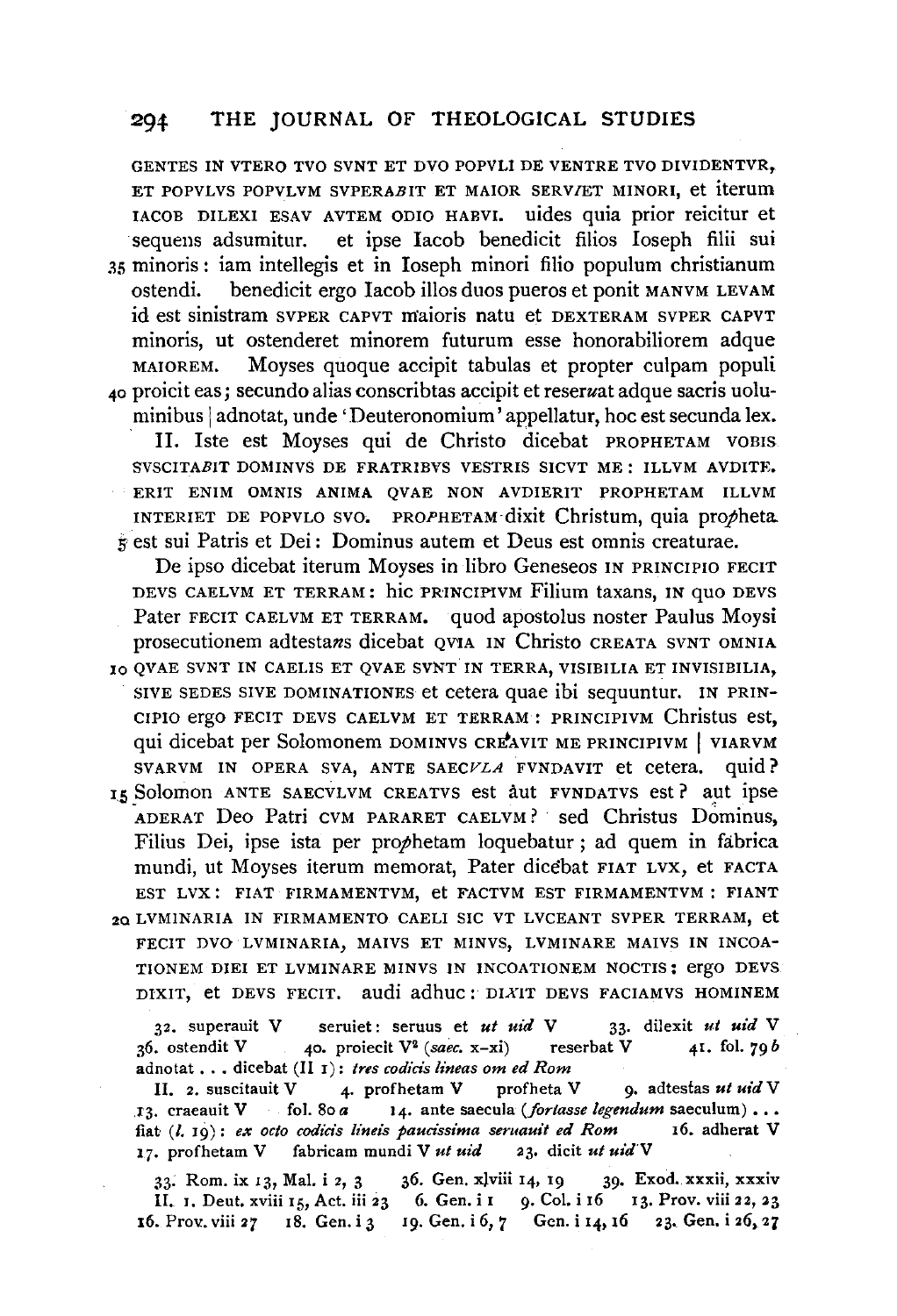GENTES IN VTERO TVO SVNT ET DVO POPVLI DE VENTRE TVO DIVIDENTVR, ET POPVLVS POPVLVM SVPERA*B*IT ET MAIOR SERV*I*ET MINORI, et iterum IACOB DILEXI ESAV AVTEM ODIO HABVI. uides quia prior reicitur et sequens adsumitur. et ipse Iacob benedicit filios Ioseph filii sui 35 minoris: iam intellegis et in Ioseph minori filio populum christianum ostendi. benedicit ergo Iacob illos duos pueros et ponit MANVM LEVAM id est sinistram SVPER CAPVT maioris natu et DEXTERAM SVPER CAPVT minoris, ut ostenderet minorem futurum esse honorabiliorem adque MAIOREM. Moyses quoque accipit tabulas et propter culpam populi 40 proicit eas; secundo alias conscribtas accipit et reser*u*at adque sacris uoluminibus | adnotat, unde 'Deuteronomium' appellatur, hoc est secunda lex.

II. Iste est Moyses qui de Christo dicebat PROPHETAM VOBIS SVSCITA*B*IT DOMINVS DE FRATRIBVS VESTRIS SICVT ME: ILLVM AVDITE. ERIT ENIM OMNIS ANIMA QVAE NON AVDIERIT PROPHETAM ILLVM INTERIET DE POPVLO SVO. PRO*P*HETAM dixit Christum, quia pro*p*heta 5 est sui Patris et Dei: Dominus autem et Deus est omnis creaturae.

De ipso dicebat iterum Moyses in libro Geneseos IN PRINCIPIO FECIT DEVS CAELVM ET TERRAM: hic PRINCIPIVM Filium taxans, IN quo DEVS Pater FECIT CAELVM ET TERRAM. quod apostolus noster Paulus Moysi prosecutionem adtesta*n*s dicebat QVIA IN Christo CREATA SVNT OMNIA 10 QVAE SVNT IN CAELIS ET QVAE SVNT IN TERRA, VISIBILIA ET INVISIBILIA, SIVE SEDES SIVE DOMINATIONES et cetera quae ibi sequuntur. IN PRINCIPIO ergo FECIT DEVS CAELVM ET TERRAM: PRINCIPIVM Christus est, qui dicebat per Solomonem DOMINVS CRE*A*VIT ME PRINCIPIVM | VIARVM SVARVM IN OPERA SVA, ANTE SAEC*VLA* FVNDAVIT et cetera. quid? 15 Solomon ANTE SAECVLVM CREATVS est aut FVNDATVS est? aut ipse ADERAT Deo Patri CVM PARARET CAELVM? sed Christus Dominus, Filius Dei, ipse ista per pro*p*hetam loquebatur; ad quem in fabrica mundi, ut Moyses iterum memorat, Pater dicebat FIAT LVX, et FACTA EST LVX: FIAT FIRMAMENTVM, et FACTVM EST FIRMAMENTVM: FIANT 20 LVMINARIA IN FIRMAMENTO CAELI SIC VT LVCEANT SVPER TERRAM, et FECIT DVO LVMINARIA, MAIVS ET MINVS, LVMINARE MAIVS IN INCOATIONEM DIEI ET LVMINARE MINVS IN INCOATIONEM NOCTIS: ergo DEVS DIXIT, et DEVS FECIT. audi adhuc: DI*X*IT DEVS FACIAMVS HOMINEM

32. superauit V  seruiet: seruus et *ut uid* V  33. dilexit *ut uid* V  36. ostendit V  40. proiecit V[2] (*saec.* x–xi)  reserbat V  41. fol. 79 *b* adnotat . . . dicebat (II 1): *tres codicis lineas om ed Rom*

II. 2. suscitauit V  4. profhetam V  profheta V  9. adtestas *ut uid* V  13. craeauit V  fol. 80 *a*  14. ante saecula (*fortasse legendum* saeculum) . . . fiat (*l.* 19): *ex octo codicis lineis paucissima seruauit ed Rom*  16. adherat V  17. profhetam V  fabricam mundi V *ut uid*  23. dicit *ut uid* V

33. Rom. ix 13, Mal. i 2, 3  36. Gen. x]viii 14, 19  39. Exod. xxxii, xxxiv  
II. 1. Deut. xviii 15, Act. iii 23  6. Gen. i 1  9. Col. i 16  13. Prov. viii 22, 23  16. Prov. viii 27  18. Gen. i 3  19. Gen. i 6, 7  Gen. i 14, 16  23. Gen. i 26, 27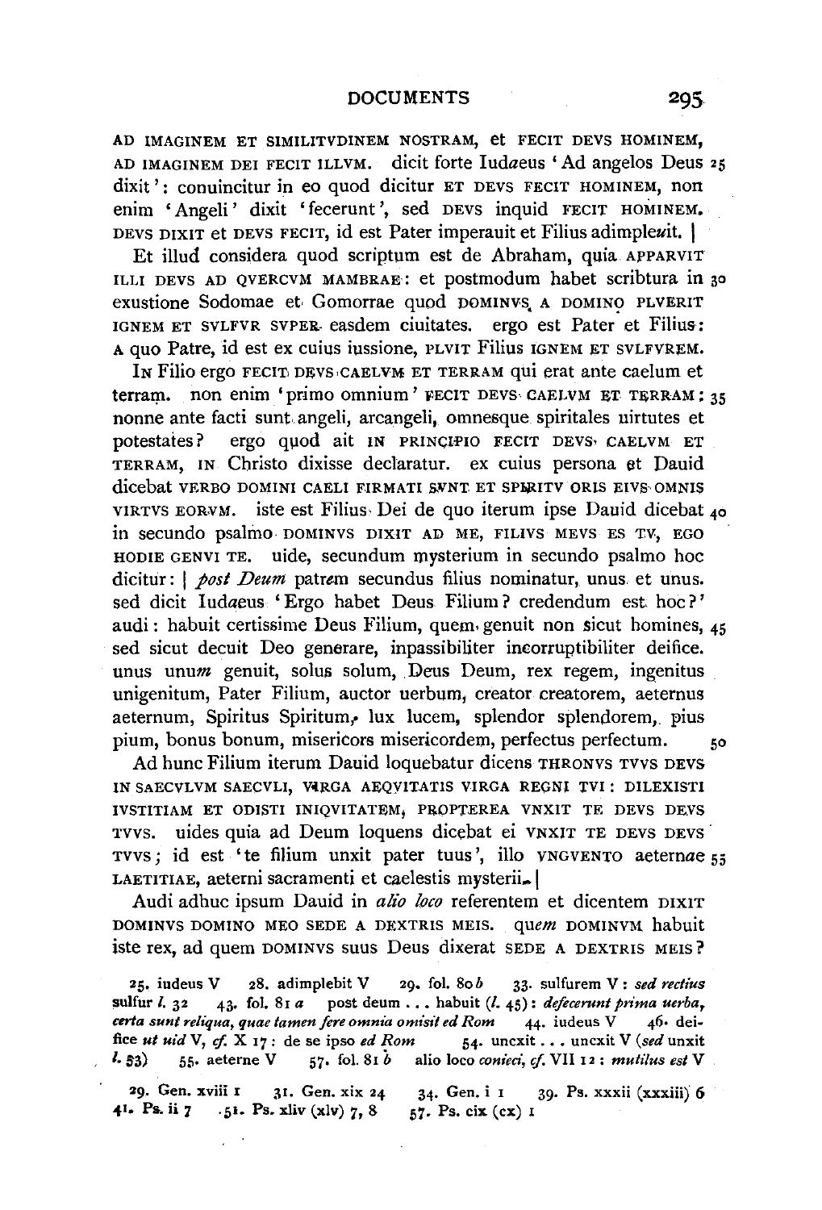AD IMAGINEM ET SIMILITVDINEM NOSTRAM, et FECIT DEVS HOMINEM, AD IMAGINEM DEI FECIT ILLVM. dicit forte Iud*a*eus 'Ad angelos Deus dixit': conuincitur in eo quod dicitur ET DEVS FECIT HOMINEM, non enim 'Angeli' dixit 'fecerunt', sed DEVS inquid FECIT HOMINEM. DEVS DIXIT et DEVS FECIT, id est Pater imperauit et Filius adimple*u*it. | 25

Et illud considera quod scriptum est de Abraham, quia APPARVIT ILLI DEVS AD QVERCVM MAMBRAE: et postmodum habet scribtura in exustione Sodomae et Gomorrae quod DOMINVS A DOMINO PLVERIT IGNEM ET SVLFVR SVPER easdem ciuitates. ergo est Pater et Filius: A quo Patre, id est ex cuius iussione, PLVIT Filius IGNEM ET SVLFVREM. 30

IN Filio ergo FECIT DEVS CAELVM ET TERRAM qui erat ante caelum et terram. non enim 'primo omnium' FECIT DEVS CAELVM ET TERRAM: nonne ante facti sunt angeli, arcangeli, omnesque spiritales uirtutes et potestates? ergo quod ait IN PRINCIPIO FECIT DEVS CAELVM ET TERRAM, IN Christo dixisse declaratur. ex cuius persona et Dauid dicebat VERBO DOMINI CAELI FIRMATI SVNT ET SPIRITV ORIS EIVS OMNIS VIRTVS EORVM. iste est Filius Dei de quo iterum ipse Dauid dicebat in secundo psalmo DOMINVS DIXIT AD ME, FILIVS MEVS ES TV, EGO HODIE GENVI TE. uide, secundum mysterium in secundo psalmo hoc dicitur: | *post Deum* patr*em* secundus filius nominatur, unus et unus. sed dicit Iud*a*eus 'Ergo habet Deus Filium? credendum est hoc?' audi: habuit certissime Deus Filium, que*m* genuit non sicut homines, sed sicut decuit Deo generare, inpassibiliter incorruptibiliter deifice. unus unu*m* genuit, solus solum, Deus Deum, rex regem, ingenitus unigenitum, Pater Filium, auctor uerbum, creator creatorem, aeternus aeternum, Spiritus Spiritum, lux lucem, splendor splendorem, pius pium, bonus bonum, misericors misericordem, perfectus perfectum. 35 40 45 50

Ad hunc Filium iterum Dauid loquebatur dicens THRONVS TVVS DEVS IN SAECVLVM SAECVLI, VIRGA AEQVITATIS VIRGA REGNI TVI: DILEXISTI IVSTITIAM ET ODISTI INIQVITATEM, PROPTEREA VNXIT TE DEVS DEVS TVVS. uides quia ad Deum loquens dicebat ei VNXIT TE DEVS DEVS TVVS; id est 'te filium unxit pater tuus', illo VNGVENTO aetern*ae* LAETITIAE, aeterni sacramenti et caelestis mysterii. | 55

Audi adhuc ipsum Dauid in *alio loco* referentem et dicentem DIXIT DOMINVS DOMINO MEO SEDE A DEXTRIS MEIS. qu*em* DOMINVM habuit iste rex, ad quem DOMINVS suus Deus dixerat SEDE A DEXTRIS MEIS?

25. iudeus V  28. adimplebit V  29. fol. 80 *b*  33. sulfurem V: *sed rectius* sulfur *l.* 32  43. fol. 81 *a*  post deum . . . habuit (*l.* 45): *defecerunt prima uerba, certa sunt reliqua, quae tamen fere omnia omisit ed Rom*  44. iudeus V  46. deifice *ut uid* V, *cf.* X 17: de se ipso *ed Rom*  54. uncxit . . . uncxit V (*sed* unxit *l.* 53)  55. aeterne V  57. fol. 81 *b*  alio loco *conieci, cf.* VII 12: *mutilus est* V

29. Gen. xviii 1  31. Gen. xix 24  34. Gen. i 1  39. Ps. xxxii (xxxiii) 6  41. Ps. ii 7  51. Ps. xliv (xlv) 7, 8  57. Ps. cix (cx) 1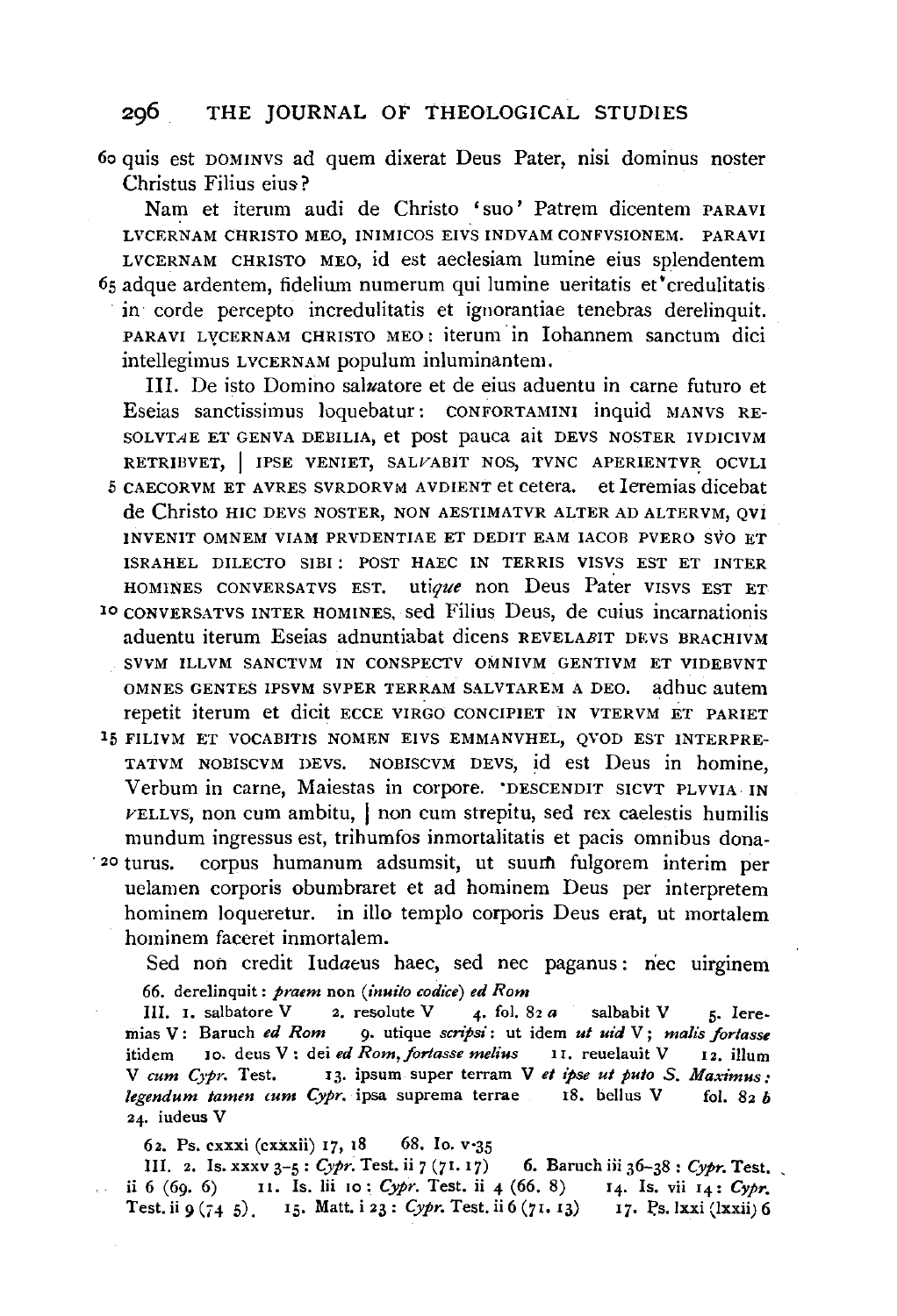60 quis est DOMINVS ad quem dixerat Deus Pater, nisi dominus noster Christus Filius eius?

Nam et iterum audi de Christo 'suo' Patrem dicentem PARAVI LVCERNAM CHRISTO MEO, INIMICOS EIVS INDVAM CONFVSIONEM. PARAVI LVCERNAM CHRISTO MEO, id est aeclesiam lumine eius splendentem 65 adque ardentem, fidelium numerum qui lumine ueritatis et credulitatis in corde percepto incredulitatis et ignorantiae tenebras derelinquit. PARAVI LVCERNAM CHRISTO MEO: iterum in Iohannem sanctum dici intellegimus LVCERNAM populum inluminantem.

III. De isto Domino sal*u*atore et de eius aduentu in carne futuro et Eseias sanctissimus loquebatur: CONFORTAMINI inquid MANVS RESOLVT*A*E ET GENVA DEBILIA, et post pauca ait DEVS NOSTER IVDICIVM RETRIBVET, | IPSE VENIET, SAL*V*ABIT NOS, TVNC APERIENTVR OCVLI 5 CAECORVM ET AVRES SVRDORVM AVDIENT et cetera. et Ieremias dicebat de Christo HIC DEVS NOSTER, NON AESTIMATVR ALTER AD ALTERVM, QVI INVENIT OMNEM VIAM PRVDENTIAE ET DEDIT EAM IACOB PVERO SVO ET ISRAHEL DILECTO SIBI: POST HAEC IN TERRIS VISVS EST ET INTER HOMINES CONVERSATVS EST. uti*que* non Deus Pater VISVS EST ET 10 CONVERSATVS INTER HOMINES, sed Filius Deus, de cuius incarnationis aduentu iterum Eseias adnuntiabat dicens REVELA*B*IT DEVS BRACHIVM SVVM ILLVM SANCTVM IN CONSPECTV OMNIVM GENTIVM ET VIDEBVNT OMNES GENTES IPSVM SVPER TERRAM SALVTAREM A DEO. adhuc autem repetit iterum et dicit ECCE VIRGO CONCIPIET IN VTERVM ET PARIET 15 FILIVM ET VOCABITIS NOMEN EIVS EMMANVHEL, QVOD EST INTERPRETATVM NOBISCVM DEVS. NOBISCVM DEVS, id est Deus in homine, Verbum in carne, Maiestas in corpore. 'DESCENDIT SICVT PLVVIA IN *V*ELLVS, non cum ambitu, | non cum strepitu, sed rex caelestis humilis mundum ingressus est, trihumfos inmortalitatis et pacis omnibus dona- 20 turus. corpus humanum adsumsit, ut suum fulgorem interim per uelamen corporis obumbraret et ad hominem Deus per interpretem hominem loqueretur. in illo templo corporis Deus erat, ut mortalem hominem faceret inmortalem.

Sed non credit Iud*a*eus haec, sed nec paganus: nec uirginem

66. derelinquit: *praem* non (*inuito codice*) *ed Rom*

III. 1. salbatore V 2. resolute V 4. fol. 82 *a* salbabit V 5. Ieremias V: Baruch *ed Rom* 9. utique *scripsi*: ut idem *ut uid* V; *malis fortasse* itidem 10. deus V: dei *ed Rom*, *fortasse melius* 11. reuelauit V 12. illum V *cum Cypr.* Test. 13. ipsum super terram V *et ipse ut puto S. Maximus: legendum tamen cum Cypr.* ipsa suprema terrae 18. bellus V fol. 82 *b* 24. iudeus V

62. Ps. cxxxi (cxxxii) 17, 18 68. Io. v 35

III. 2. Is. xxxv 3–5: *Cypr.* Test. ii 7 (71. 17) 6. Baruch iii 36–38: *Cypr.* Test. ii 6 (69. 6) 11. Is. lii 10: *Cypr.* Test. ii 4 (66. 8) 14. Is. vii 14: *Cypr.* Test. ii 9 (74 5). 15. Matt. i 23: *Cypr.* Test. ii 6 (71. 13) 17. Ps. lxxi (lxxii) 6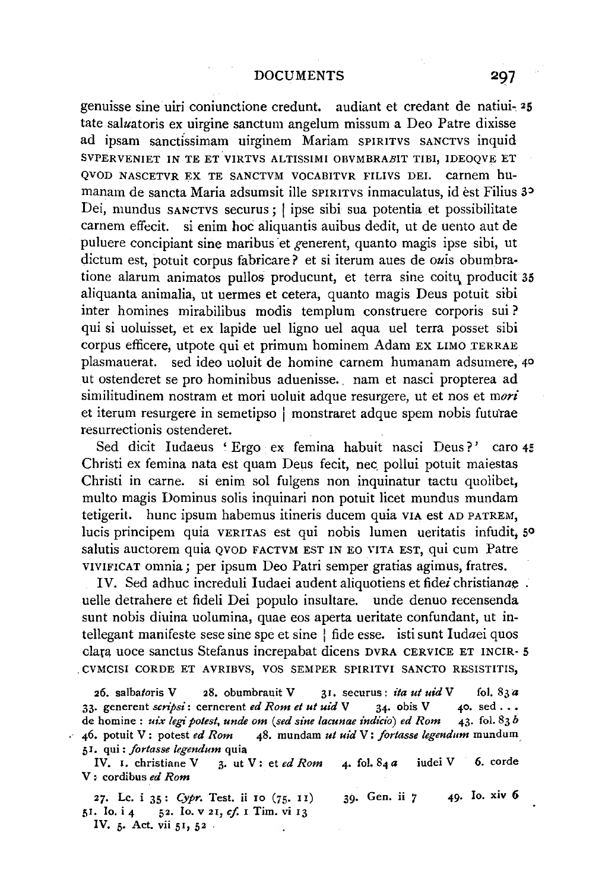genuisse sine uiri coniunctione credunt. audiant et credant de natiui- 25 tate sal*u*atoris ex uirgine sanctum angelum missum a Deo Patre dixisse ad ipsam sanctissimam uirginem Mariam SPIRITVS SANCTVS inquid SVPERVENIET IN TE ET VIRTVS ALTISSIMI OBVMBRA*B*IT TIBI, IDEOQVE ET QVOD NASCETVR EX TE SANCTVM VOCABITVR FILIVS DEI. carnem humanam de sancta Maria adsumsit ille SPIRITVS inmaculatus, id est Filius 30 Dei, mundus SANCTVS securus; | ipse sibi sua potentia et possibilitate carnem effecit. si enim hoc aliquantis auibus dedit, ut de uento aut de puluere concipiant sine maribus et *g*enerent, quanto magis ipse sibi, ut dictum est, potuit corpus fabricare? et si iterum aues de o*u*is obumbratione alarum animatos pullos producunt, et terra sine coitų producit 35 aliquanta animalia, ut uermes et cetera, quanto magis Deus potuit sibi inter homines mirabilibus modis templum construere corporis sui? qui si uoluisset, et ex lapide uel ligno uel aqua uel terra posset sibi corpus efficere, utpote qui et primum hominem Adam EX LIMO TERRAE plasmauerat. sed ideo uoluit de homine carnem humanam adsumere, 40 ut ostenderet se pro hominibus aduenisse. nam et nasci propterea ad similitudinem nostram et mori uoluit adque resurgere, ut et nos et m*ori* et iterum resurgere in semetipso | monstraret adque spem nobis futurae resurrectionis ostenderet.

Sed dicit Iudaeus 'Ergo ex femina habuit nasci Deus?' caro 45 Christi ex femina nata est quam Deus fecit, nec pollui potuit maiestas Christi in carne. si enim sol fulgens non inquinatur tactu quolibet, multo magis Dominus solis inquinari non potuit licet mundus mundam tetigerit. hunc ipsum habemus itineris ducem quia VIA est AD PATREM, lucis principem quia VERITAS est qui nobis lumen ueritatis infudit, 50 salutis auctorem quia QVOD FACTVM EST IN EO VITA EST, qui cum Patre VIVIFICAT omnia; per ipsum Deo Patri semper gratias agimus, fratres.

IV. Sed adhuc increduli Iudaei audent aliquotiens et fide*i* christian*ae* uelle detrahere et fideli Dei populo insultare. unde denuo recensenda sunt nobis diuina uolumina, quae eos aperta ueritate confundant, ut intellegant manifeste sese sine spe et sine | fide esse. isti sunt Iud*ae*i quos clara uoce sanctus Stefanus increpabat dicens DVRA CERVICE ET INCIR- 5 CVMCISI CORDE ET AVRIBVS, VOS SEMPER SPIRITVI SANCTO RESISTITIS,

26. salba*t*oris V 28. obumbrauit V 31. securus: *ita ut uid* V fol. 83 *a* 33. generent *scripsi*: cernerent *ed Rom et ut uid* V 34. obis V 40. sed ... de homine: *uix legi potest, unde om* (*sed sine lacunae indicio*) *ed Rom* 43. fol. 83 *b* 46. potuit V: potest *ed Rom* 48. mundam *ut uid* V: *fortasse legendum* mundum 51. qui: *fortasse legendum* quia
IV. 1. christiane V 3. ut V: et *ed Rom* 4. fol. 84 *a* iudei V 6. corde V: cordibus *ed Rom*

27. Lc. i 35: *Cypr.* Test. ii 10 (75. 11) 39. Gen. ii 7 49. Io. xiv 6 51. Io. i 4 52. Io. v 21, *cf.* 1 Tim. vi 13
IV. 5. Act. vii 51, 52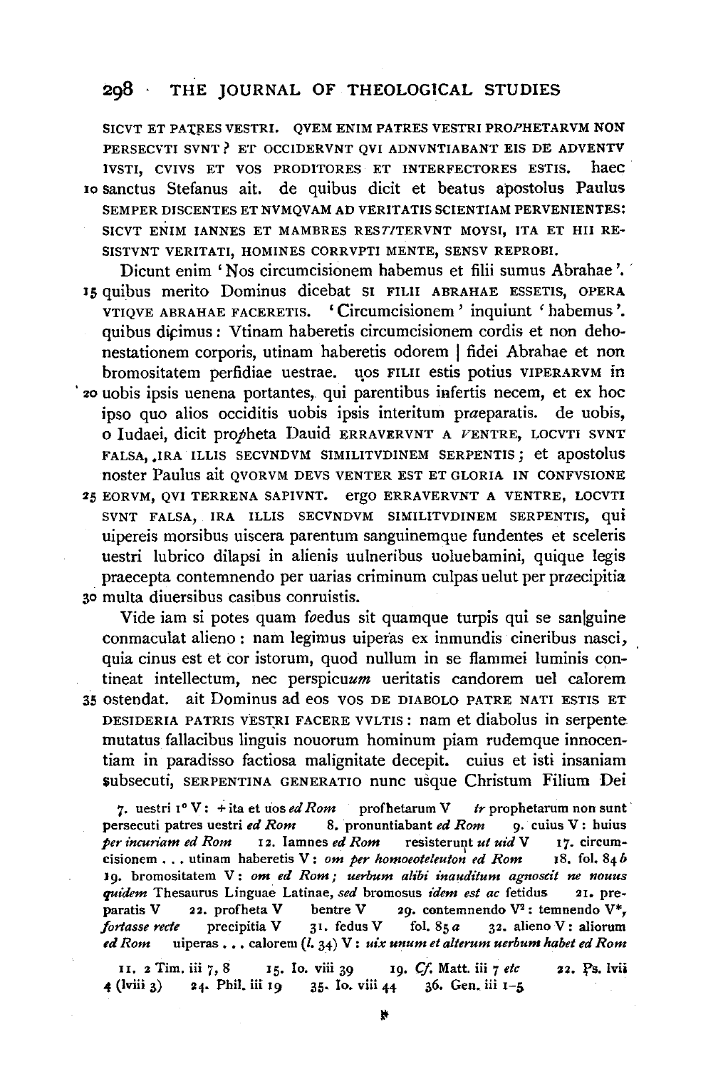SICVT ET PATRES VESTRI. QVEM ENIM PATRES VESTRI PRO*P*HETARVM NON PERSECVTI SVNT? ET OCCIDERVNT QVI ADNVNTIABANT EIS DE ADVENTV IVSTI, CVIVS ET VOS PRODITORES ET INTERFECTORES ESTIS. haec 10 sanctus Stefanus ait. de quibus dicit et beatus apostolus Paulus SEMPER DISCENTES ET NVMQVAM AD VERITATIS SCIENTIAM PERVENIENTES: SICVT ENIM IANNES ET MAMBRES RES*TI*TERVNT MOYSI, ITA ET HII RESISTVNT VERITATI, HOMINES CORRVPTI MENTE, SENSV REPROBI.

Dicunt enim 'Nos circumcisionem habemus et filii sumus Abrahae'. 15 quibus merito Dominus dicebat SI FILII ABRAHAE ESSETIS, OPERA VTIQVE ABRAHAE FACERETIS. 'Circumcisionem' inquiunt 'habemus'. quibus di*c*imus: Vtinam haberetis circumcisionem cordis et non dehonestationem corporis, utinam haberetis odorem | fidei Abrahae et non bromositatem perfidiae uestrae. uos FILII estis potius VIPERARVM in 20 uobis ipsis uenena portantes, qui parentibus infertis necem, et ex hoc ipso quo alios occiditis uobis ipsis interitum pr*a*eparatis. de uobis, o Iudaei, dicit pro*p*heta Dauid ERRAVERVNT A *V*ENTRE, LOCVTI SVNT FALSA, IRA ILLIS SECVNDVM SIMILITVDINEM SERPENTIS; et apostolus noster Paulus ait QVORVM DEVS VENTER EST ET GLORIA IN CONFVSIONE 25 EORVM, QVI TERRENA SAPIVNT. ergo ERRAVERVNT A VENTRE, LOCVTI SVNT FALSA, IRA ILLIS SECVNDVM SIMILITVDINEM SERPENTIS, qui uipereis morsibus uiscera parentum sanguinemque fundentes et sceleris uestri lubrico dilapsi in alienis uulneribus uoluebamini, quique legis praecepta contemnendo per uarias criminum culpas uelut per pr*a*ecipitia 30 multa diuersibus casibus conruistis.

Vide iam si potes quam f*o*edus sit quamque turpis qui se san|guine conmaculat alieno: nam legimus uiperas ex inmundis cineribus nasci, quia cinus est et cor istorum, quod nullum in se flammei luminis contineat intellectum, nec perspicu*um* ueritatis candorem uel calorem 35 ostendat. ait Dominus ad eos VOS DE DIABOLO PATRE NATI ESTIS ET DESIDERIA PATRIS VESTRI FACERE VVLTIS: nam et diabolus in serpente mutatus fallacibus linguis nouorum hominum piam rudemque innocentiam in paradisso factiosa malignitate decepit. cuius et isti insaniam subsecuti, SERPENTINA GENERATIO nunc usque Christum Filium Dei

7. uestri 1° V: + ita et uos *ed Rom* profhetarum V *tr* prophetarum non sunt persecuti patres uestri *ed Rom* 8. pronuntiabant *ed Rom* 9. cuius V: huius *per incuriam ed Rom* 12. Iamnes *ed Rom* resisterunt *ut uid* V 17. circumcisionem . . . utinam haberetis V: *om per homoeoteleuton ed Rom* 18. fol. 84 *b* 19. bromositatem V: *om ed Rom; uerbum alibi inauditum agnoscit ne nouus quidem* Thesaurus Linguae Latinae, *sed* bromosus *idem est ac* fetidus 21. preparatis V 22. profheta V bentre V 29. contemnendo V²: temnendo V*, *fortasse recte* precipitia V 31. fedus V fol. 85 *a* 32. alieno V: aliorum *ed Rom* uiperas . . . calorem (*l.* 34) V: *uix unum et alterum uerbum habet ed Rom*

11. 2 Tim. iii 7, 8 15. Io. viii 39 19. *Cf.* Matt. iii 7 *etc* 22. Ps. lvii 4 (lviii 3) 24. Phil. iii 19 35. Io. viii 44 36. Gen. iii 1–5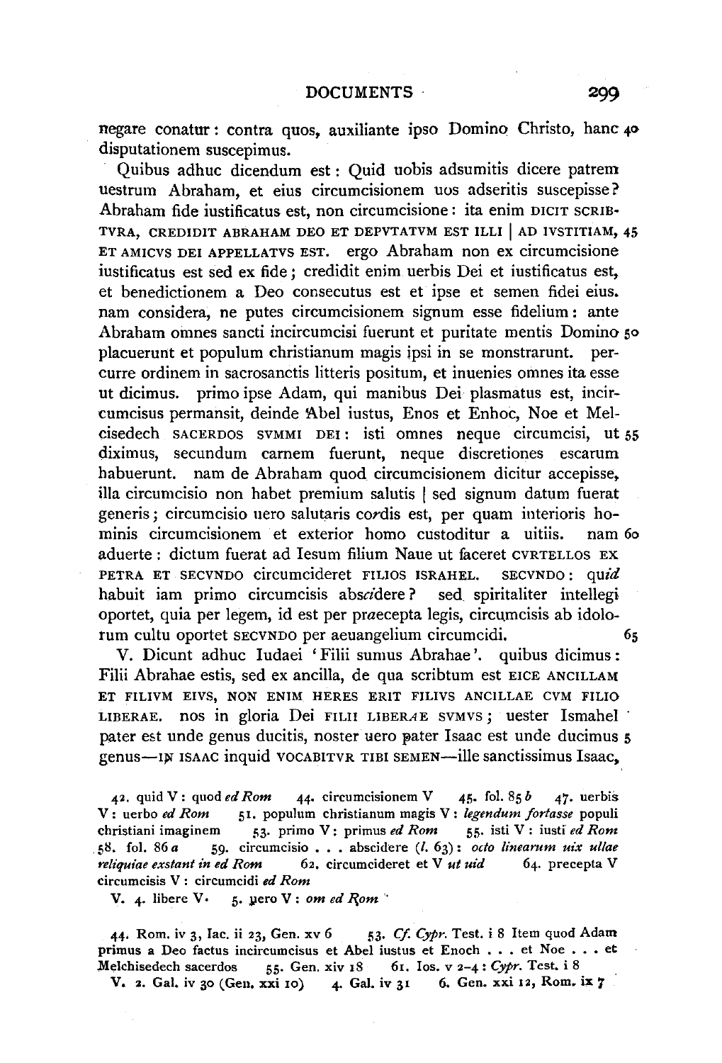negare conatur: contra quos, auxiliante ipso Domino Christo, hanc 40 disputationem suscepimus.

Quibus adhuc dicendum est: Quid uobis adsumitis dicere patrem uestrum Abraham, et eius circumcisionem uos adseritis suscepisse? Abraham fide iustificatus est, non circumcisione: ita enim DICIT SCRIPTVRA, CREDIDIT ABRAHAM DEO ET DEPVTATVM EST ILLI | AD IVSTITIAM, 45 ET AMICVS DEI APPELLATVS EST. ergo Abraham non ex circumcisione iustificatus est sed ex fide; credidit enim uerbis Dei et iustificatus est, et benedictionem a Deo consecutus est et ipse et semen fidei eius. nam considera, ne putes circumcisionem signum esse fidelium: ante Abraham omnes sancti incircumcisi fuerunt et puritate mentis Domino 50 placuerunt et populum christianum magis ipsi in se monstrarunt. percurre ordinem in sacrosanctis litteris positum, et inuenies omnes ita esse ut dicimus. primo ipse Adam, qui manibus Dei plasmatus est, incircumcisus permansit, deinde Abel iustus, Enos et Enhoc, Noe et Melcisedech SACERDOS SVMMI DEI: isti omnes neque circumcisi, ut 55 diximus, secundum carnem fuerunt, neque discretiones escarum habuerunt. nam de Abraham quod circumcisionem dicitur accepisse, illa circumcisio non habet premium salutis | sed signum datum fuerat generis; circumcisio uero salutaris co*r*dis est, per quam interioris hominis circumcisionem et exterior homo custoditur a uitiis. nam 60 aduerte: dictum fuerat ad Iesum filium Naue ut faceret CVRTELLOS EX PETRA ET SECVNDO circumcideret FILIOS ISRAHEL. SECVNDO: qu*id* habuit iam primo circumcisis abs*ci*dere? sed spiritaliter intellegi oportet, quia per legem, id est per pr*a*ecepta legis, circumcisis ab idolorum cultu oportet SECVNDO per aeuangelium circumcidi. 65

V. Dicunt adhuc Iudaei 'Filii sumus Abrahae'. quibus dicimus: Filii Abrahae estis, sed ex ancilla, de qua scribtum est EICE ANCILLAM ET FILIVM EIVS, NON ENIM HERES ERIT FILIVS ANCILLAE CVM FILIO LIBERAE. nos in gloria Dei FILII LIBER*A*E SVMVS; uester Ismahel pater est unde genus ducitis, noster uero pater Isaac est unde ducimus 5 genus—IN ISAAC inquid VOCABITVR TIBI SEMEN—ille sanctissimus Isaac,

42. quid V: quod *ed Rom* 44. circumcisionem V 45. fol. 85 *b* 47. uerbis V: uerbo *ed Rom* 51. populum christianum magis V: *legendum fortasse* populi christiani imaginem 53. primo V: primus *ed Rom* 55. isti V: iusti *ed Rom* 58. fol. 86 *a* 59. circumcisio . . . abscidere (*l.* 63): *octo linearum uix ullae reliquiae exstant in ed Rom* 62. circumcideret et V *ut uid* 64. precepta V circumcisis V: circumcidi *ed Rom*

V. 4. libere V. 5. uero V: *om ed Rom*

44. Rom. iv 3, Iac. ii 23, Gen. xv 6 53. *Cf. Cypr.* Test. i 8 Item quod Adam primus a Deo factus incircumcisus et Abel iustus et Enoch . . . et Noe . . . et Melchisedech sacerdos 55. Gen. xiv 18 61. Ios. v 2–4: *Cypr.* Test. i 8

V. 2. Gal. iv 30 (Gen. xxi 10) 4. Gal. iv 31 6. Gen. xxi 12, Rom. ix 7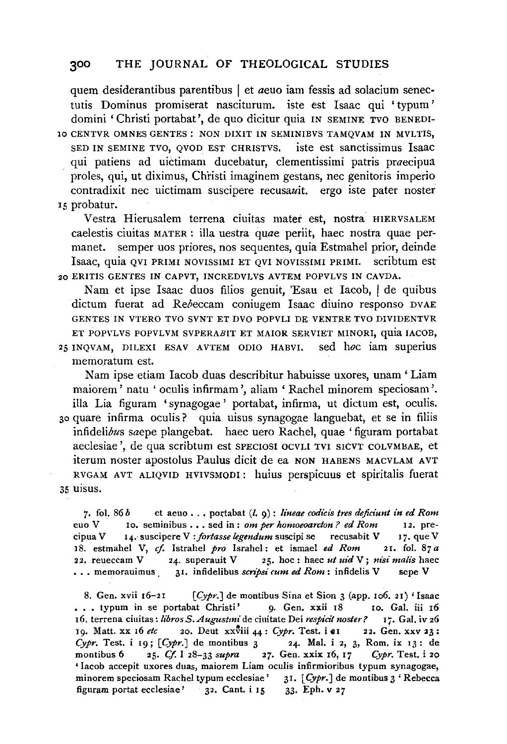quem desiderantibus parentibus | et *a*euo iam fessis ad solacium senectutis Dominus promiserat nasciturum. iste est Isaac qui 'typum' domini 'Christi portabat', de quo dicitur quia IN SEMINE TVO BENEDI-10 CENTVR OMNES GENTES : NON DIXIT IN SEMINIBVS TAMQVAM IN MVLTIS, SED IN SEMINE TVO, QVOD EST CHRISTVS. iste est sanctissimus Isaac qui patiens ad uictimam ducebatur, clementissimi patris pr*a*ecipua proles, qui, ut diximus, Christi imaginem gestans, nec genitoris imperio contradixit nec uictimam suscipere recusa*u*it. ergo iste pater noster 15 probatur.

Vestra Hierusalem terrena ciuitas mater est, nostra HIERVSALEM caelestis ciuitas MATER : illa uestra qu*a*e periit, haec nostra quae permanet. semper uos priores, nos sequentes, quia Estmahel prior, deinde Isaac, quia QVI PRIMI NOVISSIMI ET QVI NOVISSIMI PRIMI. scribtum est 20 ERITIS GENTES IN CAPVT, INCREDVLVS AVTEM POPVLVS IN CAVDA.

Nam et ipse Isaac duos filios genuit, Esau et Iacob, | de quibus dictum fuerat ad Re*b*eccam coniugem Isaac diuino responso DVAE GENTES IN VTERO TVO SVNT ET DVO POPVLI DE VENTRE TVO DIVIDENTVR ET POPVLVS POPVLVM SVPERA*B*IT ET MAIOR SERVIET MINORI, quia IACOB, 25 INQVAM, DILEXI ESAV AVTEM ODIO HABVI. sed h*o*c iam superius memoratum est.

Nam ipse etiam Iacob duas describitur habuisse uxores, unam 'Liam maiorem' natu 'oculis infirmam', aliam 'Rachel minorem speciosam'. illa Lia figuram 'synagogae' portabat, infirma, ut dictum est, oculis. 30 quare infirma oculis? quia uisus synagogae languebat, et se in filiis infideli*bu*s s*a*epe plangebat. haec uero Rachel, quae 'figuram portabat aeclesiae', de qua scribtum est SPECIOSI OCVLI TVI SICVT COLVMBAE, et iterum noster apostolus Paulus dicit de ea NON HABENS MACVLAM AVT RVGAM AVT ALIQVID HVIVSMODI : huius perspicuus et spiritalis fuerat 35 uisus.

7. fol. 86 *b* et aeuo . . . portabat (*l.* 9) : *lineae codicis tres deficiunt in ed Rom* euo V 10. seminibus . . . sed in : *om per homoeoarcton ? ed Rom* 12. precipua V 14. suscipere V : *fortasse legendum* suscipi se recusabit V 17. que V 18. estmahel V, *cf.* Istrahel *pro* Israhel : et ismael *ed Rom* 21. fol. 87 *a* 22. reueccam V 24. superauit V 25. hoc : haec *ut uid* V ; *nisi malis* haec . . . memorauimus 31. infidelibus *scripsi cum ed Rom* : infidelis V sepe V

8. Gen. xvii 16–21 [*Cypr.*] de montibus Sina et Sion 3 (app. 106. 21) 'Isaac . . . typum in se portabat Christi' 9. Gen. xxii 18 10. Gal. iii 16 16. terrena ciuitas : *libros S. Augustini* de ciuitate Dei *respicit noster?* 17. Gal. iv 26 19. Matt. xx 16 *etc* 20. Deut xxviii 44 : *Cypr.* Test. i 21 22. Gen. xxv 23 : *Cypr.* Test. i 19 ; [*Cypr.*] de montibus 3 24. Mal. i 2, 3, Rom. ix 13 : de montibus 6 25. *Cf.* I 28–33 *supra* 27. Gen. xxix 16, 17 *Cypr.* Test. i 20 'Iacob accepit uxores duas, maiorem Liam oculis infirmioribus typum synagogae, minorem speciosam Rachel typum ecclesiae' 31. [*Cypr.*] de montibus 3 'Rebecca figuram portat ecclesiae' 32. Cant. i 15 33. Eph. v 27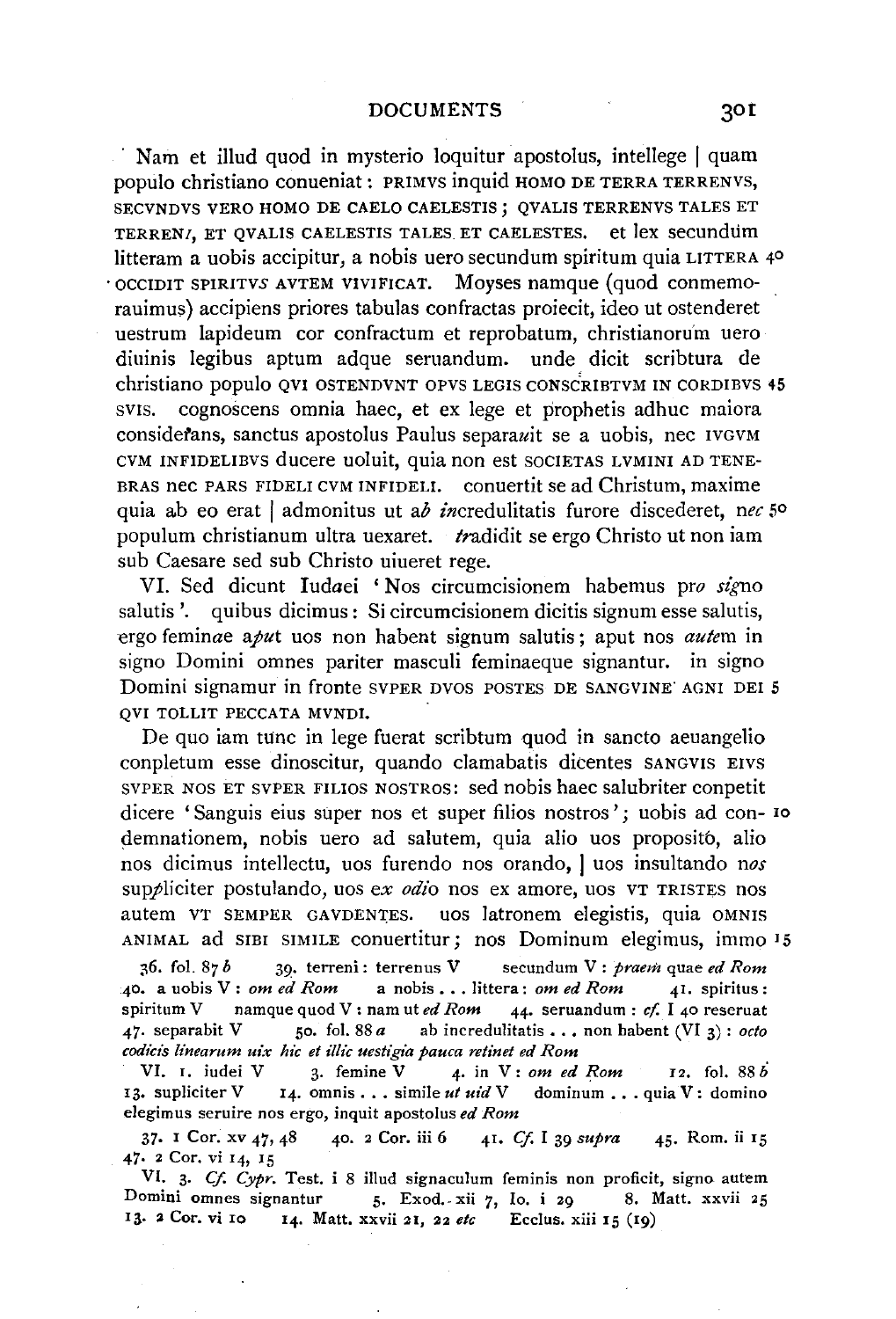Nam et illud quod in mysterio loquitur apostolus, intellege | quam populo christiano conueniat: PRIMVS inquid HOMO DE TERRA TERRENVS, SECVNDVS VERO HOMO DE CAELO CAELESTIS; QVALIS TERRENVS TALES ET TERREN*I*, ET QVALIS CAELESTIS TALES ET CAELESTES. et lex secundum litteram a uobis accipitur, a nobis uero secundum spiritum quia LITTERA 40 OCCIDIT SPIRITV*S* AVTEM VIVIFICAT. Moyses namque (quod conmemorauimus) accipiens priores tabulas confractas proiecit, ideo ut ostenderet uestrum lapideum cor confractum et reprobatum, christianorum uero diuinis legibus aptum adque seruandum. unde dicit scribtura de christiano populo QVI OSTENDVNT OPVS LEGIS CONSCRIBTVM IN CORDIBVS 45 SVIS. cognoscens omnia haec, et ex lege et prophetis adhuc maiora considerans, sanctus apostolus Paulus separa*u*it se a uobis, nec IVGVM CVM INFIDELIBVS ducere uoluit, quia non est SOCIETAS LVMINI AD TENEBRAS nec PARS FIDELI CVM INFIDELI. conuertit se ad Christum, maxime quia ab eo erat | admonitus ut a*b* *in*credulitatis furore discederet, n*ec* 50 populum christianum ultra uexaret. *tr*adidit se ergo Christo ut non iam sub Caesare sed sub Christo uiueret rege.

VI. Sed dicunt Iud*ae*i 'Nos circumcisionem habemus pr*o* *sig*no salutis'. quibus dicimus: Si circumcisionem dicitis signum esse salutis, ergo femin*ae* a*pu*t uos non habent signum salutis; aput nos *aute*m in signo Domini omnes pariter masculi feminaeque signantur. in signo Domini signamur in fronte SVPER DVOS POSTES DE SANGVINE AGNI DEI 5 QVI TOLLIT PECCATA MVNDI.

De quo iam tunc in lege fuerat scribtum quod in sancto aeuangelio conpletum esse dinoscitur, quando clamabatis dicentes SANGVIS EIVS SVPER NOS ET SVPER FILIOS NOSTROS: sed nobis haec salubriter conpetit dicere 'Sanguis eius super nos et super filios nostros'; uobis ad con- 10 demnationem, nobis uero ad salutem, quia alio uos proposito, alio nos dicimus intellectu, uos furendo nos orando, | uos insultando n*os* sup*p*liciter postulando, uos e*x* *odi*o nos ex amore, uos VT TRISTES nos autem VT SEMPER GAVDENTES. uos latronem elegistis, quia OMNIS ANIMAL ad SIBI SIMILE conuertitur; nos Dominum elegimus, immo 15

36. fol. 87 *b* 39. terreni: terrenus V secundum V: *praem* quae *ed Rom* 40. a uobis V: *om ed Rom* a nobis . . . littera: *om ed Rom* 41. spiritus: spiritum V namque quod V: nam ut *ed Rom* 44. seruandum: *cf.* I 40 reseruat 47. separabit V 50. fol. 88 *a* ab incredulitatis . . . non habent (VI 3): *octo codicis linearum uix hic et illic uestigia pauca retinet ed Rom*

VI. 1. iudei V 3. femine V 4. in V: *om ed Rom* 12. fol. 88 *b* 13. supliciter V 14. omnis . . . simile *ut uid* V dominum . . . quia V: domino elegimus seruire nos ergo, inquit apostolus *ed Rom*

37. 1 Cor. xv 47, 48 40. 2 Cor. iii 6 41. *Cf.* I 39 *supra* 45. Rom. ii 15 47. 2 Cor. vi 14, 15

VI. 3. *Cf. Cypr.* Test. i 8 illud signaculum feminis non proficit, signo autem Domini omnes signantur 5. Exod. xii 7, Io. i 29 8. Matt. xxvii 25 13. 2 Cor. vi 10 14. Matt. xxvii 21, 22 *etc* Ecclus. xiii 15 (19)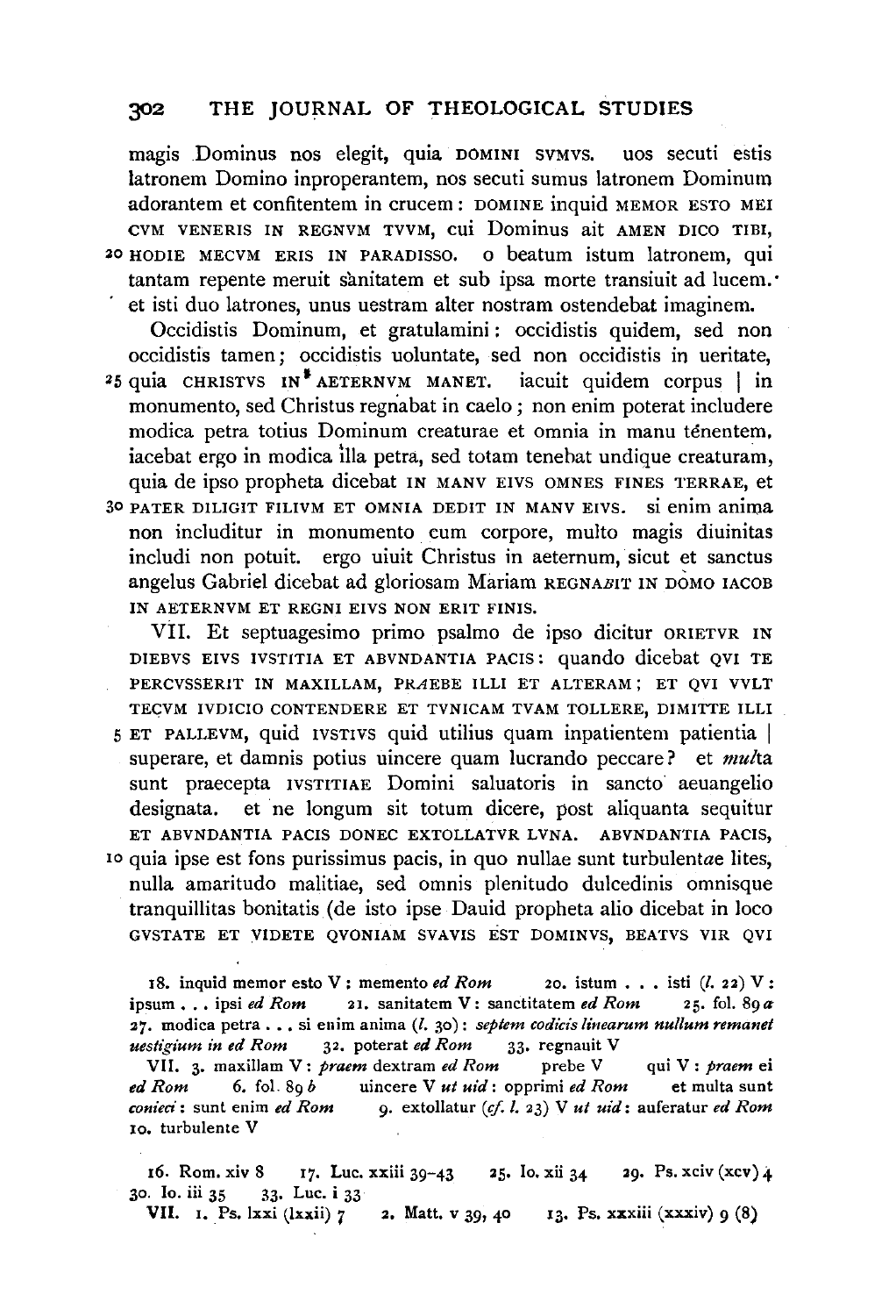magis Dominus nos elegit, quia DOMINI SVMVS. uos secuti estis latronem Domino inproperantem, nos secuti sumus latronem Dominum adorantem et confitentem in crucem: DOMINE inquid MEMOR ESTO MEI CVM VENERIS IN REGNVM TVVM, cui Dominus ait AMEN DICO TIBI,
20 HODIE MECVM ERIS IN PARADISSO. o beatum istum latronem, qui tantam repente meruit sanitatem et sub ipsa morte transiuit ad lucem. et isti duo latrones, unus uestram alter nostram ostendebat imaginem.

Occidistis Dominum, et gratulamini: occidistis quidem, sed non occidistis tamen; occidistis uoluntate, sed non occidistis in ueritate,
25 quia CHRISTVS IN AETERNVM MANET. iacuit quidem corpus | in monumento, sed Christus regnabat in caelo; non enim poterat includere modica petra totius Dominum creaturae et omnia in manu tenentem. iacebat ergo in modica illa petra, sed totam tenebat undique creaturam, quia de ipso propheta dicebat IN MANV EIVS OMNES FINES TERRAE, et
30 PATER DILIGIT FILIVM ET OMNIA DEDIT IN MANV EIVS. si enim anima non includitur in monumento cum corpore, multo magis diuinitas includi non potuit. ergo uiuit Christus in aeternum, sicut et sanctus angelus Gabriel dicebat ad gloriosam Mariam REGNABIT IN DOMO IACOB IN AETERNVM ET REGNI EIVS NON ERIT FINIS.

VII. Et septuagesimo primo psalmo de ipso dicitur ORIETVR IN DIEBVS EIVS IVSTITIA ET ABVNDANTIA PACIS: quando dicebat QVI TE PERCVSSERIT IN MAXILLAM, PRAEBE ILLI ET ALTERAM; ET QVI VVLT TECVM IVDICIO CONTENDERE ET TVNICAM TVAM TOLLERE, DIMITTE ILLI
5 ET PALLEVM, quid IVSTIVS quid utilius quam inpatientem patientia | superare, et damnis potius uincere quam lucrando peccare? et *mul*ta sunt praecepta IVSTITIAE Domini saluatoris in sancto aeuangelio designata. et ne longum sit totum dicere, post aliquanta sequitur ET ABVNDANTIA PACIS DONEC EXTOLLATVR LVNA. ABVNDANTIA PACIS,
10 quia ipse est fons purissimus pacis, in quo nullae sunt turbulent*ae* lites, nulla amaritudo malitiae, sed omnis plenitudo dulcedinis omnisque tranquillitas bonitatis (de isto ipse Dauid propheta alio dicebat in loco GVSTATE ET VIDETE QVONIAM SVAVIS EST DOMINVS, BEATVS VIR QVI

18. inquid memor esto V: memento *ed Rom* 20. istum ... isti (*l.* 22) V: ipsum ... ipsi *ed Rom* 21. sanitatem V: sanctitatem *ed Rom* 25. fol. 89 *a* 27. modica petra ... si enim anima (*l.* 30): *septem codicis linearum nullum remanet uestigium in ed Rom* 32. poterat *ed Rom* 33. regnauit V

VII. 3. maxillam V: *praem* dextram *ed Rom* prebe V qui V: *praem* ei *ed Rom* 6. fol. 89 *b* uincere V *ut uid*: opprimi *ed Rom* et multa sunt *conieci*: sunt enim *ed Rom* 9. extollatur (*cf. l.* 23) V *ut uid*: auferatur *ed Rom* 10. turbulente V

16. Rom. xiv 8 17. Luc. xxiii 39–43 25. Io. xii 34 29. Ps. xciv (xcv) 4 30. Io. iii 35 33. Luc. i 33

VII. 1. Ps. lxxi (lxxii) 7 2. Matt. v 39, 40 13. Ps. xxxiii (xxxiv) 9 (8)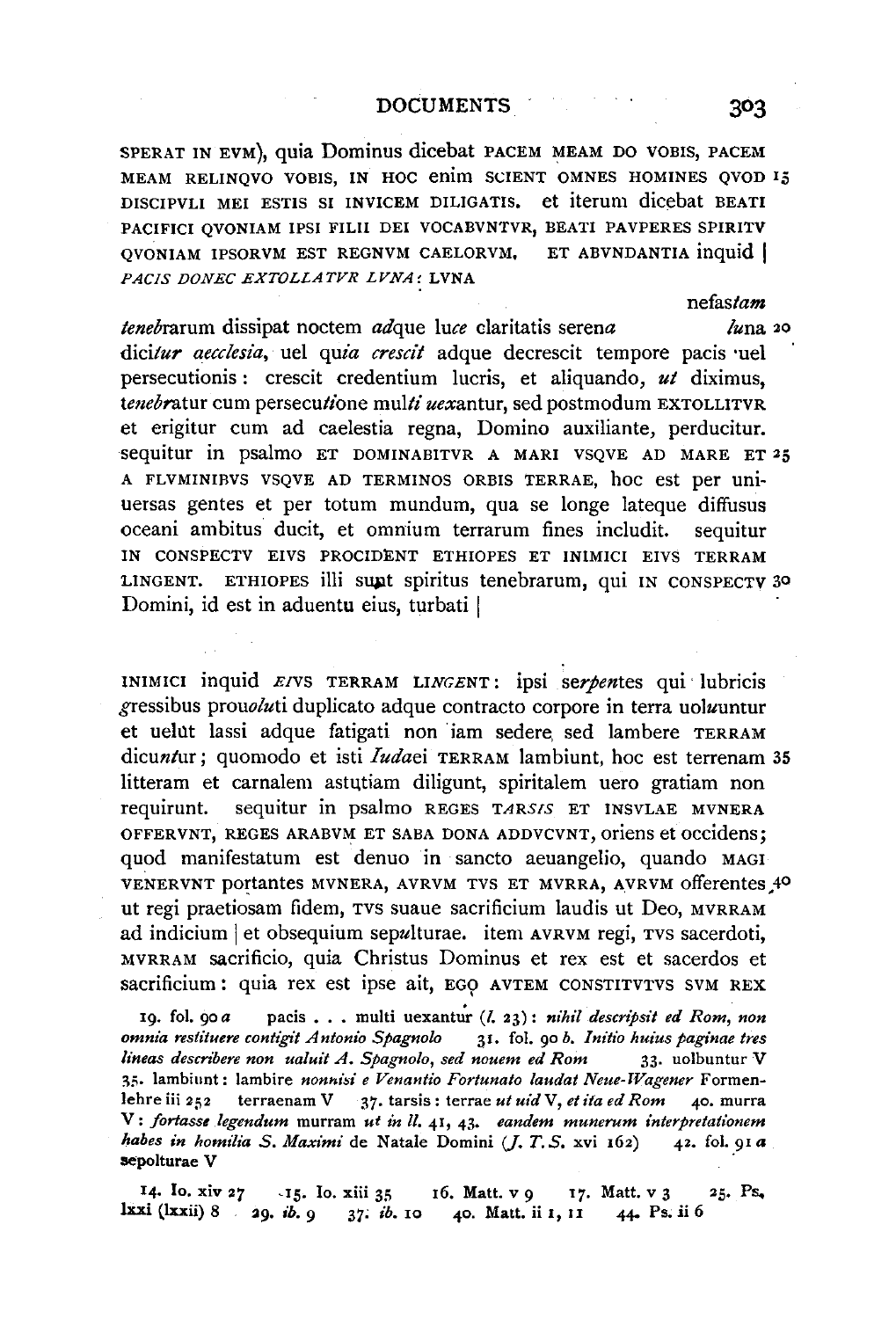SPERAT IN EVM), quia Dominus dicebat PACEM MEAM DO VOBIS, PACEM MEAM RELINQVO VOBIS, IN HOC enim SCIENT OMNES HOMINES QVOD DISCIPVLI MEI ESTIS SI INVICEM DILIGATIS. et iterum dicebat BEATI PACIFICI QVONIAM IPSI FILII DEI VOCABVNTVR, BEATI PAVPERES SPIRITV QVONIAM IPSORVM EST REGNVM CAELORVM. ET ABVNDANTIA inquid | *PACIS DONEC EXTOLLATVR LVNA*: LVNA 15

nefas*tam* *teneb*rarum dissipat noctem *ad*que lu*ce* claritatis seren*a* *lu*na dici*tur aecclesia*, uel qu*ia crescit* adque decrescit tempore pacis uel persecutionis: crescit credentium lucris, et aliquando, *ut* diximus, *teneb*ratur cum persecu*tio*ne mul*ti uex*antur, sed postmodum EXTOLLITVR et erigitur cum ad caelestia regna, Domino auxiliante, perducitur. sequitur in psalmo ET DOMINABITVR A MARI VSQVE AD MARE ET A FLVMINIBVS VSQVE AD TERMINOS ORBIS TERRAE, hoc est per uniuersas gentes et per totum mundum, qua se longe lateque diffusus oceani ambitus ducit, et omnium terrarum fines includit. sequitur IN CONSPECTV EIVS PROCIDENT ETHIOPES ET INIMICI EIVS TERRAM LINGENT. ETHIOPES illi sunt spiritus tenebrarum, qui IN CONSPECTV Domini, id est in aduentu eius, turbati | 20 25 30

INIMICI inquid *EI*VS TERRAM LI*NG*ENT: ipsi se*rpen*tes qui lubricis gressibus prouo*lu*ti duplicato adque contracto corpore in terra uol*u*untur et uelut lassi adque fatigati non iam sedere, sed lambere TERRAM dicu*nt*ur; quomodo et isti *Iuda*ei TERRAM lambiunt, hoc est terrenam litteram et carnalem astutiam diligunt, spiritalem uero gratiam non requirunt. sequitur in psalmo REGES TA*RSIS* ET INSVLAE MVNERA OFFERVNT, REGES ARABVM ET SABA DONA ADDVCVNT, oriens et occidens; quod manifestatum est denuo in sancto aeuangelio, quando MAGI VENERVNT portantes MVNERA, AVRVM TVS ET MVRRA, AVRVM offerentes ut regi praetiosam fidem, TVS suaue sacrificium laudis ut Deo, MVRRAM ad indicium | et obsequium sep*u*lturae. item AVRVM regi, TVS sacerdoti, MVRRAM sacrificio, quia Christus Dominus et rex est et sacerdos et sacrificium: quia rex est ipse ait, EGO AVTEM CONSTITVTVS SVM REX 35 40

19. fol. 90 *a* pacis . . . multi uexantur (*l.* 23): *nihil descripsit ed Rom, non omnia restituere contigit Antonio Spagnolo* 31. fol. 90 *b. Initio huius paginae tres lineas describere non ualuit A. Spagnolo, sed nouem ed Rom* 33. uolbuntur V 35. lambiunt: lambire *nonnisi e Venantio Fortunato laudat Neue-Wagener* Formenlehre iii 252 terraenam V 37. tarsis: terrae *ut uid* V, *et ita ed Rom* 40. murra V: *fortasse legendum* murram *ut in ll.* 41, 43. *eandem munerum interpretationem habes in homilia S. Maximi* de Natale Domini (*J. T. S.* xvi 162) 42. fol. 91 *a* sepolturae V

14. Io. xiv 27 15. Io. xiii 35 16. Matt. v 9 17. Matt. v 3 25. Ps. lxxi (lxxii) 8 29. *ib.* 9 37. *ib.* 10 40. Matt. ii 1, 11 44. Ps. ii 6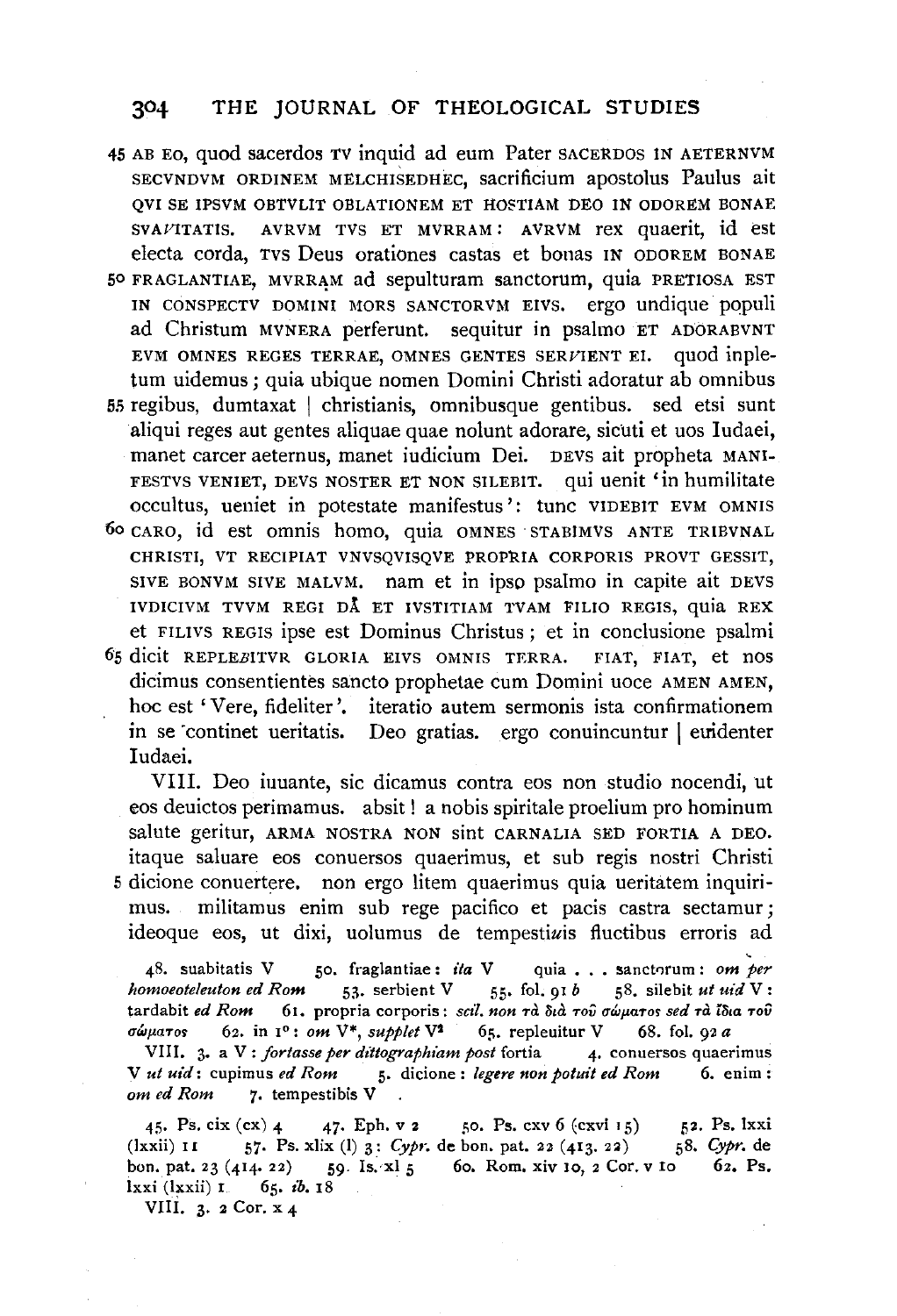45 AB EO, quod sacerdos TV inquid ad eum Pater SACERDOS IN AETERNVM SECVNDVM ORDINEM MELCHISEDHEC, sacrificium apostolus Paulus ait QVI SE IPSVM OBTVLIT OBLATIONEM ET HOSTIAM DEO IN ODOREM BONAE SVA*V*ITATIS. AVRVM TVS ET MVRRAM: AVRVM rex quaerit, id est electa corda, TVS Deus orationes castas et bonas IN ODOREM BONAE 50 FRAGLANTIAE, MVRRAM ad sepulturam sanctorum, quia PRETIOSA EST IN CONSPECTV DOMINI MORS SANCTORVM EIVS. ergo undique populi ad Christum MVNERA perferunt. sequitur in psalmo ET ADORABVNT EVM OMNES REGES TERRAE, OMNES GENTES SER*V*IENT EI. quod inpletum uidemus; quia ubique nomen Domini Christi adoratur ab omnibus 55 regibus, dumtaxat | christianis, omnibusque gentibus. sed etsi sunt aliqui reges aut gentes aliquae quae nolunt adorare, sicuti et uos Iudaei, manet carcer aeternus, manet iudicium Dei. DEVS ait propheta MANIFESTVS VENIET, DEVS NOSTER ET NON SILEBIT. qui uenit 'in humilitate occultus, ueniet in potestate manifestus': tunc VIDEBIT EVM OMNIS 60 CARO, id est omnis homo, quia OMNES STABIMVS ANTE TRIBVNAL CHRISTI, VT RECIPIAT VNVSQVISQVE PROPRIA CORPORIS PROVT GESSIT, SIVE BONVM SIVE MALVM. nam et in ipso psalmo in capite ait DEVS IVDICIVM TVVM REGI DA ET IVSTITIAM TVAM FILIO REGIS, quia REX et FILIVS REGIS ipse est Dominus Christus; et in conclusione psalmi 65 dicit REPLE*B*ITVR GLORIA EIVS OMNIS TERRA. FIAT, FIAT, et nos dicimus consentientes sancto prophetae cum Domini uoce AMEN AMEN, hoc est 'Vere, fideliter'. iteratio autem sermonis ista confirmationem in se continet ueritatis. Deo gratias. ergo conuincuntur | euidenter Iudaei.

VIII. Deo iuuante, sic dicamus contra eos non studio nocendi, ut eos deuictos perimamus. absit! a nobis spiritale proelium pro hominum salute geritur, ARMA NOSTRA NON sint CARNALIA SED FORTIA A DEO. itaque saluare eos conuersos quaerimus, et sub regis nostri Christi 5 dicione conuertere. non ergo litem quaerimus quia ueritatem inquirimus. militamus enim sub rege pacifico et pacis castra sectamur; ideoque eos, ut dixi, uolumus de tempesti*u*is fluctibus erroris ad

48. suabitatis V 50. fraglantiae: *ita* V quia . . . sanctorum: *om per homoeoteleuton ed Rom* 53. serbient V 55. fol. 91 *b* 58. silebit *ut uid* V: tardabit *ed Rom* 61. propria corporis: *scil. non τὰ διὰ τοῦ σώματος sed τὰ ἴδια τοῦ σώματος* 62. in 1°: *om* V\*, *supplet* V[2] 65. repleuitur V 68. fol. 92 *a*

VIII. 3. a V: *fortasse per dittographiam post* fortia 4. conuersos quaerimus V *ut uid*: cupimus *ed Rom* 5. dicione: *legere non potuit ed Rom* 6. enim: *om ed Rom* 7. tempestibis V

45. Ps. cix (cx) 4 47. Eph. v 2 50. Ps. cxv 6 (cxvi 15) 52. Ps. lxxi (lxxii) 11 57. Ps. xlix (l) 3: *Cypr.* de bon. pat. 22 (413. 22) 58. *Cypr.* de bon. pat. 23 (414. 22) 59. Is. xl 5 60. Rom. xiv 10, 2 Cor. v 10 62. Ps. lxxi (lxxii) 1 65. *ib.* 18

VIII. 3. 2 Cor. x 4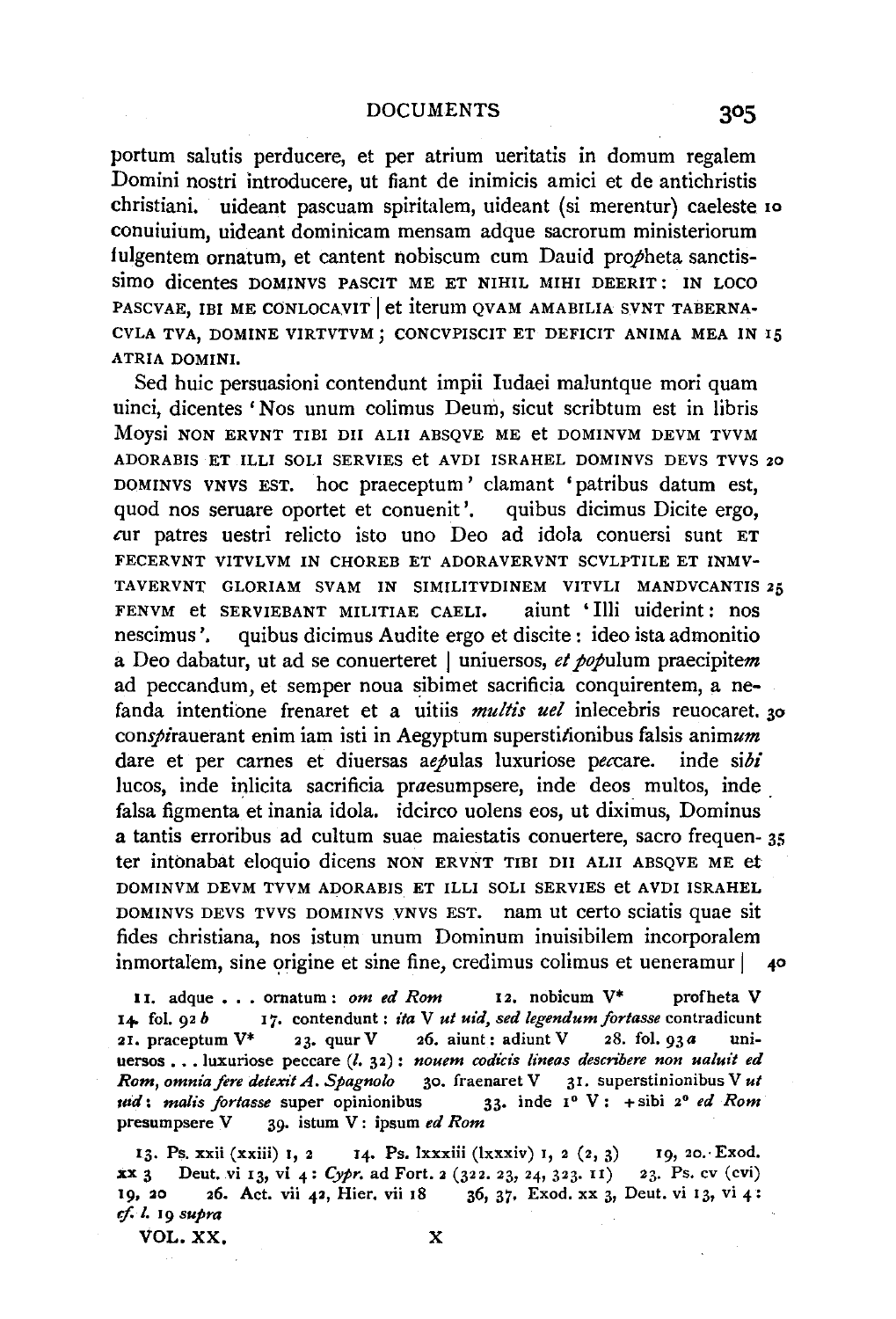portum salutis perducere, et per atrium ueritatis in domum regalem Domini nostri introducere, ut fiant de inimicis amici et de antichristis christiani. uideant pascuam spiritalem, uideant (si merentur) caeleste conuiuium, uideant dominicam mensam adque sacrorum ministeriorum fulgentem ornatum, et cantent nobiscum cum Dauid pro*p*heta sanctissimo dicentes DOMINVS PASCIT ME ET NIHIL MIHI DEERIT: IN LOCO PASCVAE, IBI ME CONLOCAVIT | et iterum QVAM AMABILIA SVNT TABERNACVLA TVA, DOMINE VIRTVTVM; CONCVPISCIT ET DEFICIT ANIMA MEA IN ATRIA DOMINI.

Sed huic persuasioni contendunt impii Iudaei maluntque mori quam uinci, dicentes 'Nos unum colimus Deum, sicut scribtum est in libris Moysi NON ERVNT TIBI DII ALII ABSQVE ME et DOMINVM DEVM TVVM ADORABIS ET ILLI SOLI SERVIES et AVDI ISRAHEL DOMINVS DEVS TVVS DOMINVS VNVS EST. hoc praeceptum' clamant 'patribus datum est, quod nos seruare oportet et conuenit'. quibus dicimus Dicite ergo, *c*ur patres uestri relicto isto uno Deo ad idola conuersi sunt ET FECERVNT VITVLVM IN CHOREB ET ADORAVERVNT SCVLPTILE ET INMVTAVERVNT GLORIAM SVAM IN SIMILITVDINEM VITVLI MANDVCANTIS FENVM et SERVIEBANT MILITIAE CAELI. aiunt 'Illi uiderint: nos nescimus'. quibus dicimus Audite ergo et discite: ideo ista admonitio a Deo dabatur, ut ad se conuerteret | uniuersos, *et pop*ulum praecipite*m* ad peccandum, et semper noua sibimet sacrificia conquirentem, a nefanda intentione frenaret et a uitiis *multis uel* inlecebris reuocaret. cons*pi*rauerant enim iam isti in Aegyptum supersti*t*ionibus falsis anim*um* dare et per carnes et diuersas ae*p*ulas luxuriose pe*c*care. inde si*bi* lucos, inde inlicita sacrificia pr*a*esumpsere, inde deos multos, inde falsa figmenta et inania idola. idcirco uolens eos, ut diximus, Dominus a tantis erroribus ad cultum suae maiestatis conuertere, sacro frequenter intonabat eloquio dicens NON ERVNT TIBI DII ALII ABSQVE ME et DOMINVM DEVM TVVM ADORABIS ET ILLI SOLI SERVIES et AVDI ISRAHEL DOMINVS DEVS TVVS DOMINVS VNVS EST. nam ut certo sciatis quae sit fides christiana, nos istum unum Dominum inuisibilem incorporalem inmortalem, sine origine et sine fine, credimus colimus et ueneramur |

11. adque ... ornatum: *om ed Rom* 12. nobicum V* profheta V 14. fol. 92 *b* 17. contendunt: *ita* V *ut uid, sed legendum fortasse* contradicunt 21. praceptum V* 23. quur V 26. aiunt: adiunt V 28. fol. 93 *a* uniuersos ... luxuriose peccare (*l.* 32): *nouem codicis lineas describere non ualuit ed Rom, omnia fere detexit A. Spagnolo* 30. fraenaret V 31. superstinionibus V *ut uid*: *malis fortasse* super opinionibus 33. inde 1° V: + sibi 2° *ed Rom* presumpsere V 39. istum V: ipsum *ed Rom*

13. Ps. xxii (xxiii) 1, 2 14. Ps. lxxxiii (lxxxiv) 1, 2 (2, 3) 19, 20. Exod. xx 3 Deut. vi 13, vi 4: *Cypr.* ad Fort. 2 (322. 23, 24, 323. 11) 23. Ps. cv (cvi) 19, 20 26. Act. vii 42, Hier. vii 18 36, 37. Exod. xx 3, Deut. vi 13, vi 4: *cf. l.* 19 *supra*

VOL. XX. X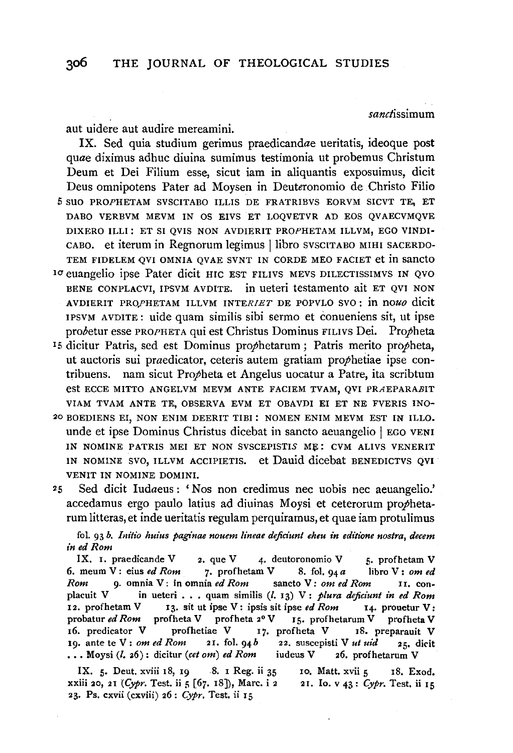*sanct*issimum

aut uidere aut audire mereamini.

IX. Sed quia studium gerimus praedicand*ae* ueritatis, ideoque post qu*ae* diximus adhuc diuina sumimus testimonia ut probemus Christum Deum et Dei Filium esse, sicut iam in aliquantis exposuimus, dicit Deus omnipotens Pater ad Moysen in Deut*e*ronomio de Christo Filio
5 SVO PRO*P*HETAM SVSCITABO ILLIS DE FRATRIBVS EORVM SICVT TE, ET DABO VERBVM MEVM IN OS EIVS ET LOQVETVR AD EOS QVAECVMQVE DIXERO ILLI: ET SI QVIS NON AVDIERIT PRO*P*HETAM ILLVM, EGO VINDICABO. et iterum in Regnorum legimus | libro SVSCITABO MIHI SACERDOTEM FIDELEM QVI OMNIA QVAE SVNT IN CORDE MEO FACIET et in sancto
10 euangelio ipse Pater dicit HIC EST FILIVS MEVS DILECTISSIMVS IN QVO BENE CONPLACVI, IPSVM AVDITE. in ueteri testamento ait ET QVI NON AVDIERIT PRO*P*HETAM ILLVM INTE*RIET* DE POPVLO SVO: in no*uo* dicit IPSVM AVDITE: uide quam similis sibi sermo et conueniens sit, ut ipse pro*b*etur esse PRO*P*HETA qui est Christus Dominus FILIVS Dei. Pro*p*heta
15 dicitur Patris, sed est Dominus pro*p*hetarum; Patris merito pro*p*heta, ut auctoris sui pr*ae*dicator, ceteris autem gratiam pro*p*hetiae ipse contribuens. nam sicut Pro*p*heta et Angelus uocatur a Patre, ita scribtum est ECCE MITTO ANGELVM MEVM ANTE FACIEM TVAM, QVI PR*AE*PARA*B*IT VIAM TVAM ANTE TE, OBSERVA EVM ET OBAVDI EI ET NE FVERIS INO-
20 BOEDIENS EI, NON ENIM DEERIT TIBI: NOMEN ENIM MEVM EST IN ILLO. unde et ipse Dominus Christus dicebat in sancto aeuangelio | EGO VENI IN NOMINE PATRIS MEI ET NON SVSCEPISTI*S* ME: CVM ALIVS VENERIT IN NOMINE SVO, ILLVM ACCIPIETIS. et Dauid dicebat BENEDICTVS QVI VENIT IN NOMINE DOMINI.

25 Sed dicit Iud*ae*us: 'Nos non credimus nec uobis nec aeuangelio.' accedamus ergo paulo latius ad diuinas Moysi et ceterorum pro*p*hetarum litteras, et inde ueritatis regulam perquiramus, et quae iam protulimus

fol. 93 *b*. *Initio huius paginae nouem lineae deficiunt eheu in editione nostra, decem in ed Rom*

IX. 1. praedicande V  2. que V  4. deutoronomio V  5. profhetam V  6. meum V: eius *ed Rom*  7. profhetam V  8. fol. 94 *a*  libro V: *om ed Rom*  9. omnia V: in omnia *ed Rom*  sancto V: *om ed Rom*  11. conplacuit V  in ueteri . . . quam similis (*l*. 13) V: *plura deficiunt in ed Rom*  12. profhetam V  13. sit ut ipse V: ipsis sit ipse *ed Rom*  14. prouetur V: probatur *ed Rom*  profheta V  profheta 2° V  15. profhetarum V  profheta V  16. predicator V  profhetiae V  17. profheta V  18. preparauit V  19. ante te V: *om ed Rom*  21. fol. 94 *b*  22. suscepisti V *ut uid*  25. dicit . . . Moysi (*l*. 26): dicitur (*cet om*) *ed Rom*  iudeus V  26. profhetarum V

IX. 5. Deut. xviii 18, 19  8. 1 Reg. ii 35  10. Matt. xvii 5  18. Exod. xxiii 20, 21 (*Cypr.* Test. ii 5 [67. 18]), Marc. i 2  21. Io. v 43: *Cypr.* Test. ii 15  23. Ps. cxvii (cxviii) 26: *Cypr.* Test. ii 15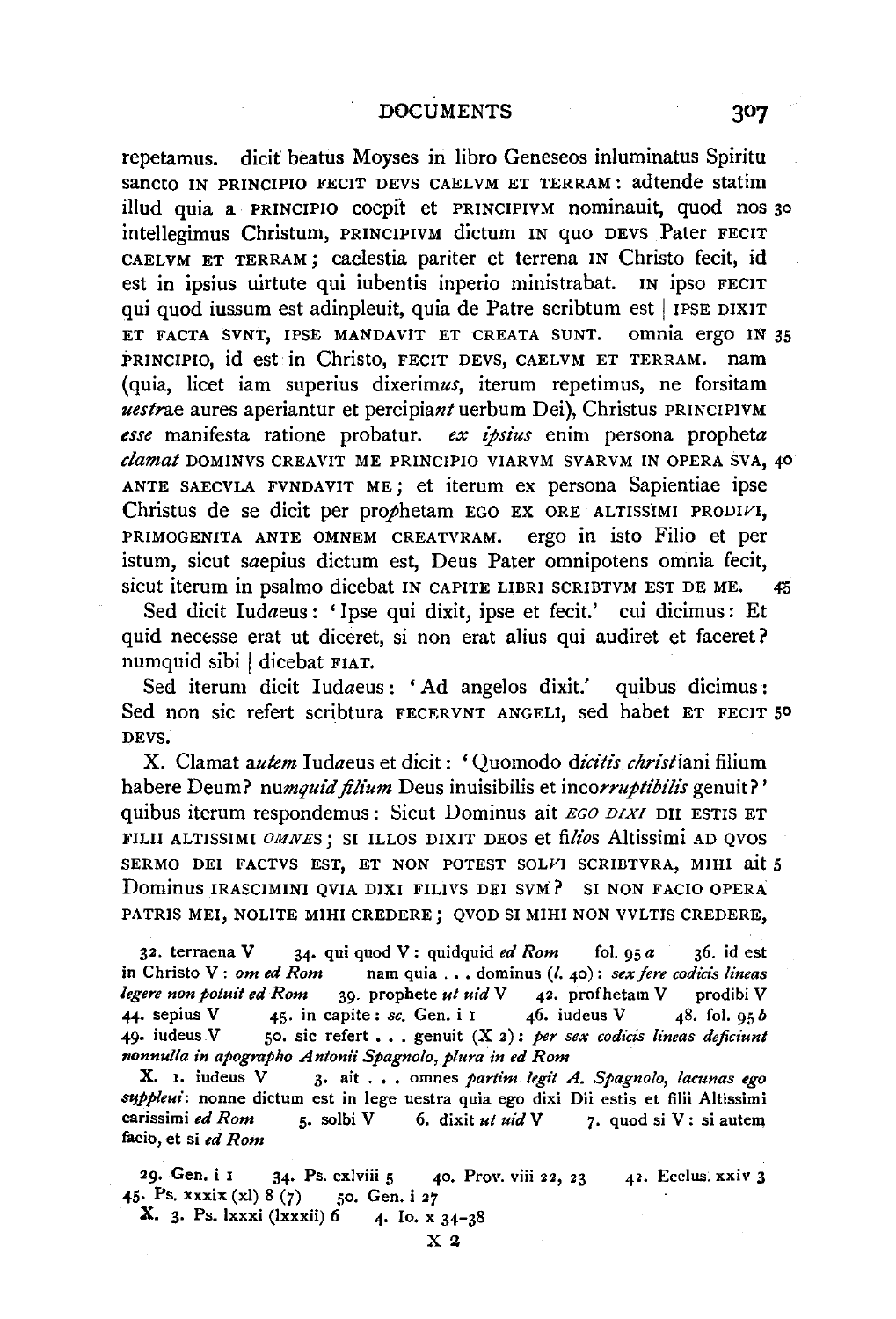repetamus. dicit beatus Moyses in libro Geneseos inluminatus Spiritu sancto IN PRINCIPIO FECIT DEVS CAELVM ET TERRAM: adtende statim illud quia a PRINCIPIO coepit et PRINCIPIVM nominauit, quod nos 30 intellegimus Christum, PRINCIPIVM dictum IN quo DEVS Pater FECIT CAELVM ET TERRAM; caelestia pariter et terrena IN Christo fecit, id est in ipsius uirtute qui iubentis inperio ministrabat. IN ipso FECIT qui quod iussum est adinpleuit, quia de Patre scribtum est | IPSE DIXIT ET FACTA SVNT, IPSE MANDAVIT ET CREATA SVNT. omnia ergo IN 35 PRINCIPIO, id est in Christo, FECIT DEVS, CAELVM ET TERRAM. nam (quia, licet iam superius dixerim*us*, iterum repetimus, ne forsitam *uestr*ae aures aperiantur et percipia*nt* uerbum Dei), Christus PRINCIPIVM *esse* manifesta ratione probatur. *ex ipsius* enim persona propheta *clamat* DOMINVS CREAVIT ME PRINCIPIO VIARVM SVARVM IN OPERA SVA, 40 ANTE SAECVLA FVNDAVIT ME; et iterum ex persona Sapientiae ipse Christus de se dicit per pro*p*hetam EGO EX ORE ALTISSIMI PRODI*V*I, PRIMOGENITA ANTE OMNEM CREATVRAM. ergo in isto Filio et per istum, sicut s*a*epius dictum est, Deus Pater omnipotens omnia fecit, sicut iterum in psalmo dicebat IN CAPITE LIBRI SCRIBTVM EST DE ME. 45

Sed dicit Iud*a*eus: 'Ipse qui dixit, ipse et fecit.' cui dicimus: Et quid necesse erat ut diceret, si non erat alius qui audiret et faceret? numquid sibi | dicebat FIAT.

Sed iterum dicit Iud*a*eus: 'Ad angelos dixit.' quibus dicimus: Sed non sic refert scriptura FECERVNT ANGELI, sed habet ET FECIT 50 DEVS.

X. Clamat a*utem* Iudaeus et dicit: 'Quomodo d*icitis christ*iani filium habere Deum? nu*mquid filium* Deus inuisibilis et inco*rruptibilis* genuit?' quibus iterum respondemus: Sicut Dominus ait *EGO DIXI* DII ESTIS ET FILII ALTISSIMI *OMNES*; SI ILLOS DIXIT DEOS et fi*lios* Altissimi AD QVOS SERMO DEI FACTVS EST, ET NON POTEST SOL*V*I SCRIBTVRA, MIHI ait 5 Dominus IRASCIMINI QVIA DIXI FILIVS DEI SVM? SI NON FACIO OPERA PATRIS MEI, NOLITE MIHI CREDERE; QVOD SI MIHI NON VVLTIS CREDERE,

32. terraena V  34. qui quod V: quidquid *ed Rom*  fol. 95 *a*  36. id est in Christo V: *om ed Rom*  nam quia . . . dominus (*l.* 40): *sex fere codicis lineas legere non potuit ed Rom*  39. prophete *ut uid* V  42. profhetam V  prodibi V  44. sepius V  45. in capite: *sc.* Gen. i 1  46. iudeus V  48. fol. 95 *b*  49. iudeus V  50. sic refert . . . genuit (X 2): *per sex codicis lineas deficiunt nonnulla in apographo Antonii Spagnolo, plura in ed Rom*

X. 1. iudeus V  3. ait . . . omnes *partim legit A. Spagnolo, lacunas ego suppleui*: nonne dictum est in lege uestra quia ego dixi Dii estis et filii Altissimi carissimi *ed Rom*  5. solbi V  6. dixit *ut uid* V  7. quod si V: si autem facio, et si *ed Rom*

29. Gen. i 1  34. Ps. cxlviii 5  40. Prov. viii 22, 23  42. Ecclus. xxiv 3  45. Ps. xxxix (xl) 8 (7)  50. Gen. i 27

X. 3. Ps. lxxxi (lxxxii) 6  4. Io. x 34–38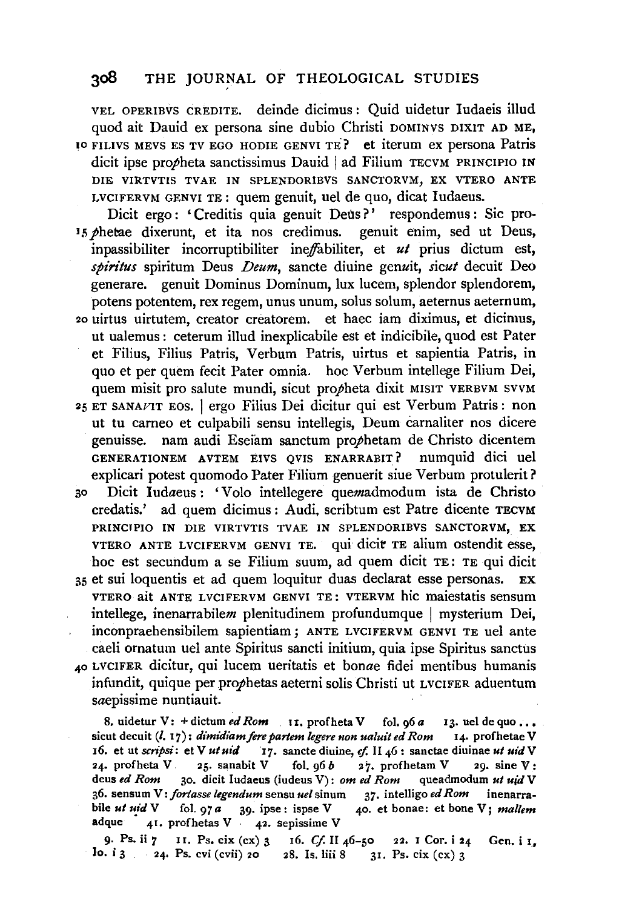VEL OPERIBVS CREDITE. deinde dicimus: Quid uidetur Iudaeis illud quod ait Dauid ex persona sine dubio Christi DOMINVS DIXIT AD ME, 10 FILIVS MEVS ES TV EGO HODIE GENVI TE? et iterum ex persona Patris dicit ipse pro*p*heta sanctissimus Dauid | ad Filium TECVM PRINCIPIO IN DIE VIRTVTIS TVAE IN SPLENDORIBVS SANCTORVM, EX VTERO ANTE LVCIFERVM GENVI TE: quem genuit, uel de quo, dicat Iudaeus.

Dicit ergo: 'Creditis quia genuit Deus?' respondemus: Sic pro-15 *p*hetae dixerunt, et ita nos credimus. genuit enim, sed ut Deus, inpassibiliter incorruptibiliter ine*ff*abiliter, et *ut* prius dictum est, *spiritus* spiritum Deus *Deum*, sancte diuine gen*u*it, *sicut* decuit Deo generare. genuit Dominus Dominum, lux lucem, splendor splendorem, potens potentem, rex regem, unus unum, solus solum, aeternus aeternum, 20 uirtus uirtutem, creator creatorem. et haec iam diximus, et dicimus, ut ualemus: ceterum illud inexplicabile est et indicibile, quod est Pater et Filius, Filius Patris, Verbum Patris, uirtus et sapientia Patris, in quo et per quem fecit Pater omnia. hoc Verbum intellege Filium Dei, quem misit pro salute mundi, sicut pro*p*heta dixit MISIT VERBVM SVVM 25 ET SANA*V*IT EOS. | ergo Filius Dei dicitur qui est Verbum Patris: non ut tu carneo et culpabili sensu intellegis, Deum carnaliter nos dicere genuisse. nam audi Eseiam sanctum pro*p*hetam de Christo dicentem GENERATIONEM AVTEM EIVS QVIS ENARRABIT? numquid dici uel explicari potest quomodo Pater Filium genuerit siue Verbum protulerit?

30 Dicit Iud*a*eus: 'Volo intellegere que*m*admodum ista de Christo credatis.' ad quem dicimus: Audi, scribtum est Patre dicente TECVM PRINCIPIO IN DIE VIRTVTIS TVAE IN SPLENDORIBVS SANCTORVM, EX VTERO ANTE LVCIFERVM GENVI TE. qui dicit TE alium ostendit esse, hoc est secundum a se Filium suum, ad quem dicit TE: TE qui dicit 35 et sui loquentis et ad quem loquitur duas declarat esse personas. EX VTERO ait ANTE LVCIFERVM GENVI TE: VTERVM hic maiestatis sensum intellege, inenarrabile*m* plenitudinem profundumque | mysterium Dei, inconpraehensibilem sapientiam; ANTE LVCIFERVM GENVI TE uel ante caeli ornatum uel ante Spiritus sancti initium, quia ipse Spiritus sanctus 40 LVCIFER dicitur, qui lucem ueritatis et bon*ae* fidei mentibus humanis infundit, quique per pro*p*hetas aeterni solis Christi ut LVCIFER aduentum s*a*epissime nuntiauit.

8. uidetur V: + dictum *ed Rom* 11. profheta V fol. 96 *a* 13. uel de quo . . . sicut decuit (*l.* 17): *dimidiam fere partem legere non ualuit ed Rom* 14. profhetae V 16. et ut *scripsi*: et V *ut uid* 17. sancte diuine, *cf.* II 46: sanctae diuinae *ut uid* V 24. profheta V 25. sanabit V fol. 96 *b* 27. profhetam V 29. sine V: deus *ed Rom* 30. dicit Iudaeus (iudeus V): *om ed Rom* queadmodum *ut uid* V 36. sensum V: *fortasse legendum* sensu *uel* sinum 37. intelligo *ed Rom* inenarrabile *ut uid* V fol. 97 *a* 39. ipse: ispse V 40. et bonae: et bone V; *mallem* adque 41. profhetas V 42. sepissime V

9. Ps. ii 7 11. Ps. cix (cx) 3 16. *Cf.* II 46–50 22. 1 Cor. i 24 Gen. i 1, Io. i 3 24. Ps. cvi (cvii) 20 28. Is. liii 8 31. Ps. cix (cx) 3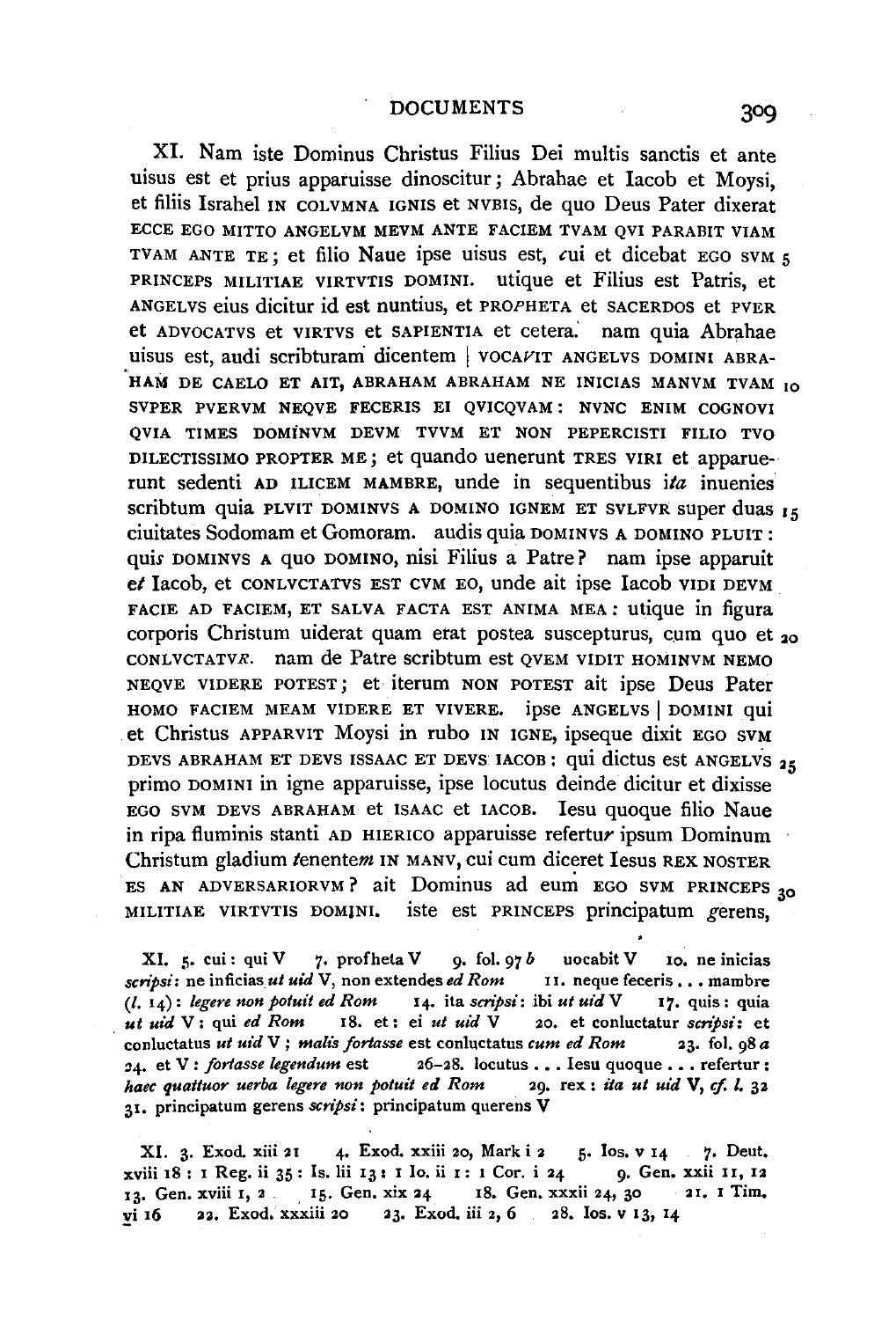XI. Nam iste Dominus Christus Filius Dei multis sanctis et ante uisus est et prius apparuisse dinoscitur; Abrahae et Iacob et Moysi, et filiis Israhel IN COLVMNA IGNIS et NVBIS, de quo Deus Pater dixerat ECCE EGO MITTO ANGELVM MEVM ANTE FACIEM TVAM QVI PARABIT VIAM TVAM ANTE TE; et filio Naue ipse uisus est, *c*ui et dicebat EGO SVM PRINCEPS MILITIAE VIRTVTIS DOMINI. utique et Filius est Patris, et ANGELVS eius dicitur id est nuntius, et PRO*P*HETA et SACERDOS et PVER et ADVOCATVS et VIRTVS et SAPIENTIA et cetera. nam quia Abrahae uisus est, audi scribturam dicentem | VOCA*V*IT ANGELVS DOMINI ABRAHAM DE CAELO ET AIT, ABRAHAM ABRAHAM NE INICIAS MANVM TVAM SVPER PVERVM NEQVE FECERIS EI QVICQVAM: NVNC ENIM COGNOVI QVIA TIMES DOMINVM DEVM TVVM ET NON PEPERCISTI FILIO TVO DILECTISSIMO PROPTER ME; et quando uenerunt TRES VIRI et apparuerunt sedenti AD ILICEM MAMBRE, unde in sequentibus *ita* inuenies scribtum quia PLVIT DOMINVS A DOMINO IGNEM ET SVLFVR super duas ciuitates Sodomam et Gomoram. audis quia DOMINVS A DOMINO PLVIT: qui*s* DOMINVS A quo DOMINO, nisi Filius a Patre? nam ipse apparuit e*t* Iacob, et CONLVCTATVS EST CVM EO, unde ait ipse Iacob VIDI DEVM FACIE AD FACIEM, ET SALVA FACTA EST ANIMA MEA: utique in figura corporis Christum uiderat quam erat postea suscepturus, cum quo et CONLVCTATV*R*. nam de Patre scribtum est QVEM VIDIT HOMINVM NEMO NEQVE VIDERE POTEST; et iterum NON POTEST ait ipse Deus Pater HOMO FACIEM MEAM VIDERE ET VIVERE. ipse ANGELVS | DOMINI qui et Christus APPARVIT Moysi in rubo IN IGNE, ipseque dixit EGO SVM DEVS ABRAHAM ET DEVS ISSAAC ET DEVS IACOB: qui dictus est ANGELVS primo DOMINI in igne apparuisse, ipse locutus deinde dicitur et dixisse EGO SVM DEVS ABRAHAM et ISAAC et IACOB. Iesu quoque filio Naue in ripa fluminis stanti AD HIERICO apparuisse refertu*r* ipsum Dominum Christum gladium *t*enente*m* IN MANV, cui cum diceret Iesus REX NOSTER ES AN ADVERSARIORVM? ait Dominus ad eum EGO SVM PRINCEPS MILITIAE VIRTVTIS DOMINI. iste est PRINCEPS principatum *g*erens,

XI. 5. cui : qui V 7. profheta V 9. fol. 97 *b* uocabit V 10. ne inicias *scripsi*: ne inficias *ut uid* V, non extendes *ed Rom* 11. neque feceris . . . mambre (*l.* 14): *legere non potuit ed Rom* 14. ita *scripsi*: ibi *ut uid* V 17. quis : quia *ut uid* V; qui *ed Rom* 18. et : ei *ut uid* V 20. et conluctatur *scripsi*: et conluctatus *ut uid* V; *malis fortasse* est conluctatus *cum ed Rom* 23. fol. 98 *a* 24. et V : *fortasse legendum* est 26–28. locutus . . . Iesu quoque . . . refertur: *haec quattuor uerba legere non potuit ed Rom* 29. rex : *ita ut uid* V, *cf. l.* 32 31. principatum gerens *scripsi*: principatum querens V

XI. 3. Exod. xiii 21 4. Exod. xxiii 20, Mark i 2 5. Ios. v 14 7. Deut. xviii 18 : 1 Reg. ii 35 : Is. lii 13 : 1 Io. ii 1 : 1 Cor. i 24 9. Gen. xxii 11, 12 13. Gen. xviii 1, 2 15. Gen. xix 24 18. Gen. xxxii 24, 30 21. 1 Tim. vi 16 22. Exod. xxxiii 20 23. Exod. iii 2, 6 28. Ios. v 13, 14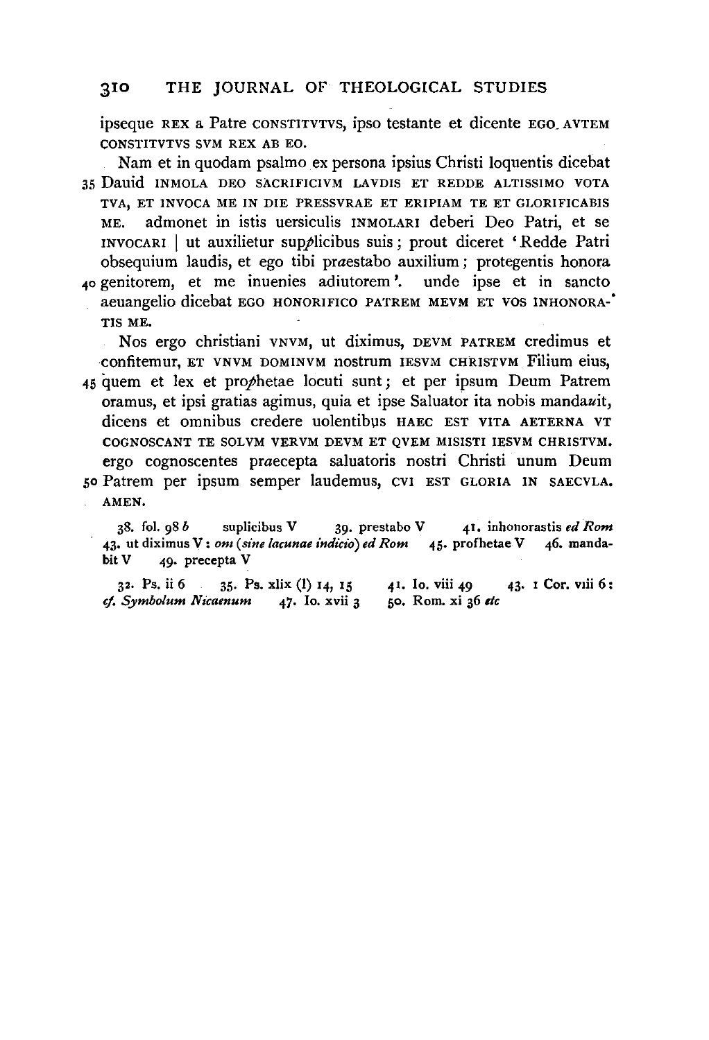ipseque REX a Patre CONSTITVTVS, ipso testante et dicente EGO AVTEM CONSTITVTVS SVM REX AB EO.

Nam et in quodam psalmo ex persona ipsius Christi loquentis dicebat 35 Dauid INMOLA DEO SACRIFICIVM LAVDIS ET REDDE ALTISSIMO VOTA TVA, ET INVOCA ME IN DIE PRESSVRAE ET ERIPIAM TE ET GLORIFICABIS ME. admonet in istis uersiculis INMOLARI deberi Deo Patri, et se INVOCARI | ut auxilietur sup*p*licibus suis; prout diceret 'Redde Patri obsequium laudis, et ego tibi pr*a*estabo auxilium; protegentis honora 40 genitorem, et me inuenies adiutorem'. unde ipse et in sancto aeuangelio dicebat EGO HONORIFICO PATREM MEVM ET VOS INHONORATIS ME.

Nos ergo christiani VNVM, ut diximus, DEVM PATREM credimus et confitemur, ET VNVM DOMINVM nostrum IESVM CHRISTVM Filium eius, 45 quem et lex et pro*p*hetae locuti sunt; et per ipsum Deum Patrem oramus, et ipsi gratias agimus, quia et ipse Saluator ita nobis manda*u*it, dicens et omnibus credere uolentibus HAEC EST VITA AETERNA VT COGNOSCANT TE SOLVM VERVM DEVM ET QVEM MISISTI IESVM CHRISTVM. ergo cognoscentes pr*a*ecepta saluatoris nostri Christi unum Deum 50 Patrem per ipsum semper laudemus, CVI EST GLORIA IN SAECVLA. AMEN.

38. fol. 98 *b* suplicibus V 39. prestabo V 41. inhonorastis *ed Rom* 43. ut diximus V : *om* (*sine lacunae indicio*) *ed Rom* 45. profhetae V 46. mandabit V 49. precepta V

32. Ps. ii 6 35. Ps. xlix (l) 14, 15 41. Io. viii 49 43. I Cor. viii 6: *cf. Symbolum Nicaenum* 47. Io. xvii 3 50. Rom. xi 36 *etc*